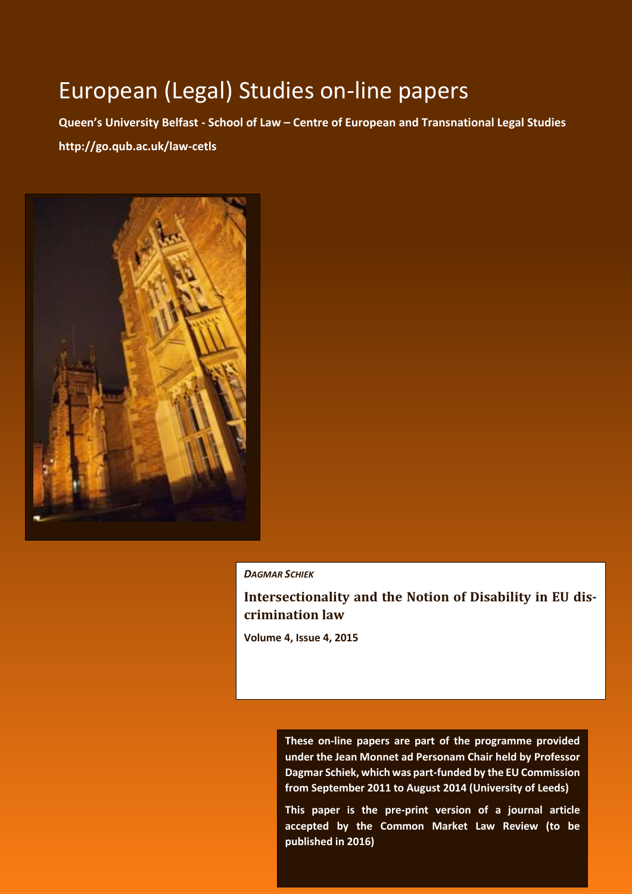# European (Legal) Studies on-line papers

**Queen's University Belfast - School of Law – Centre of European and Transnational Legal Studies**

**http://go.qub.ac.uk/law-cetls**

***DAGMAR SCHIEK***

## Intersectionality and the Notion of Disability in EU discrimination law

**Volume 4, Issue 4, 2015**

**These on-line papers are part of the programme provided under the Jean Monnet ad Personam Chair held by Professor Dagmar Schiek, which was part-funded by the EU Commission from September 2011 to August 2014 (University of Leeds)**

**This paper is the pre-print version of a journal article accepted by the Common Market Law Review (to be published in 2016)**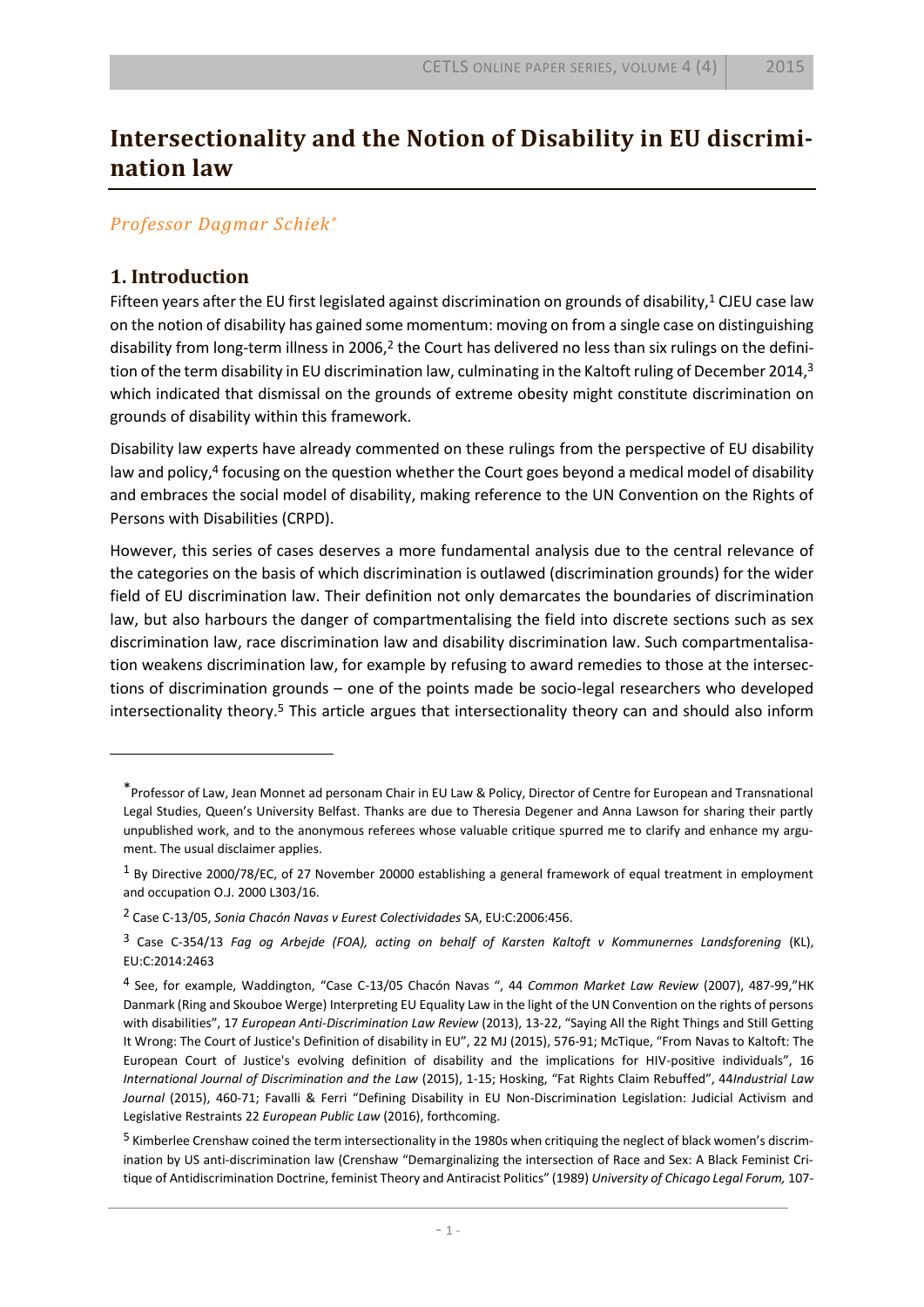# Intersectionality and the Notion of Disability in EU discrimination law

*Professor Dagmar Schiek*[*]

## 1. Introduction

Fifteen years after the EU first legislated against discrimination on grounds of disability,[1] CJEU case law on the notion of disability has gained some momentum: moving on from a single case on distinguishing disability from long-term illness in 2006,[2] the Court has delivered no less than six rulings on the definition of the term disability in EU discrimination law, culminating in the Kaltoft ruling of December 2014,[3] which indicated that dismissal on the grounds of extreme obesity might constitute discrimination on grounds of disability within this framework.

Disability law experts have already commented on these rulings from the perspective of EU disability law and policy,[4] focusing on the question whether the Court goes beyond a medical model of disability and embraces the social model of disability, making reference to the UN Convention on the Rights of Persons with Disabilities (CRPD).

However, this series of cases deserves a more fundamental analysis due to the central relevance of the categories on the basis of which discrimination is outlawed (discrimination grounds) for the wider field of EU discrimination law. Their definition not only demarcates the boundaries of discrimination law, but also harbours the danger of compartmentalising the field into discrete sections such as sex discrimination law, race discrimination law and disability discrimination law. Such compartmentalisation weakens discrimination law, for example by refusing to award remedies to those at the intersections of discrimination grounds – one of the points made be socio-legal researchers who developed intersectionality theory.[5] This article argues that intersectionality theory can and should also inform

---

[*] Professor of Law, Jean Monnet ad personam Chair in EU Law & Policy, Director of Centre for European and Transnational Legal Studies, Queen's University Belfast. Thanks are due to Theresia Degener and Anna Lawson for sharing their partly unpublished work, and to the anonymous referees whose valuable critique spurred me to clarify and enhance my argument. The usual disclaimer applies.

[1] By Directive 2000/78/EC, of 27 November 20000 establishing a general framework of equal treatment in employment and occupation O.J. 2000 L303/16.

[2] Case C-13/05, *Sonia Chacón Navas v Eurest Colectividades* SA, EU:C:2006:456.

[3] Case C-354/13 *Fag og Arbejde (FOA), acting on behalf of Karsten Kaltoft v Kommunernes Landsforening* (KL), EU:C:2014:2463

[4] See, for example, Waddington, "Case C-13/05 Chacón Navas ", 44 *Common Market Law Review* (2007), 487-99,"HK Danmark (Ring and Skouboe Werge) Interpreting EU Equality Law in the light of the UN Convention on the rights of persons with disabilities", 17 *European Anti-Discrimination Law Review* (2013), 13-22, "Saying All the Right Things and Still Getting It Wrong: The Court of Justice's Definition of disability in EU", 22 MJ (2015), 576-91; McTique, "From Navas to Kaltoft: The European Court of Justice's evolving definition of disability and the implications for HIV-positive individuals", 16 *International Journal of Discrimination and the Law* (2015), 1-15; Hosking, "Fat Rights Claim Rebuffed", 44*Industrial Law Journal* (2015), 460-71; Favalli & Ferri "Defining Disability in EU Non-Discrimination Legislation: Judicial Activism and Legislative Restraints 22 *European Public Law* (2016), forthcoming.

[5] Kimberlee Crenshaw coined the term intersectionality in the 1980s when critiquing the neglect of black women's discrimination by US anti-discrimination law (Crenshaw "Demarginalizing the intersection of Race and Sex: A Black Feminist Critique of Antidiscrimination Doctrine, feminist Theory and Antiracist Politics" (1989) *University of Chicago Legal Forum,* 107-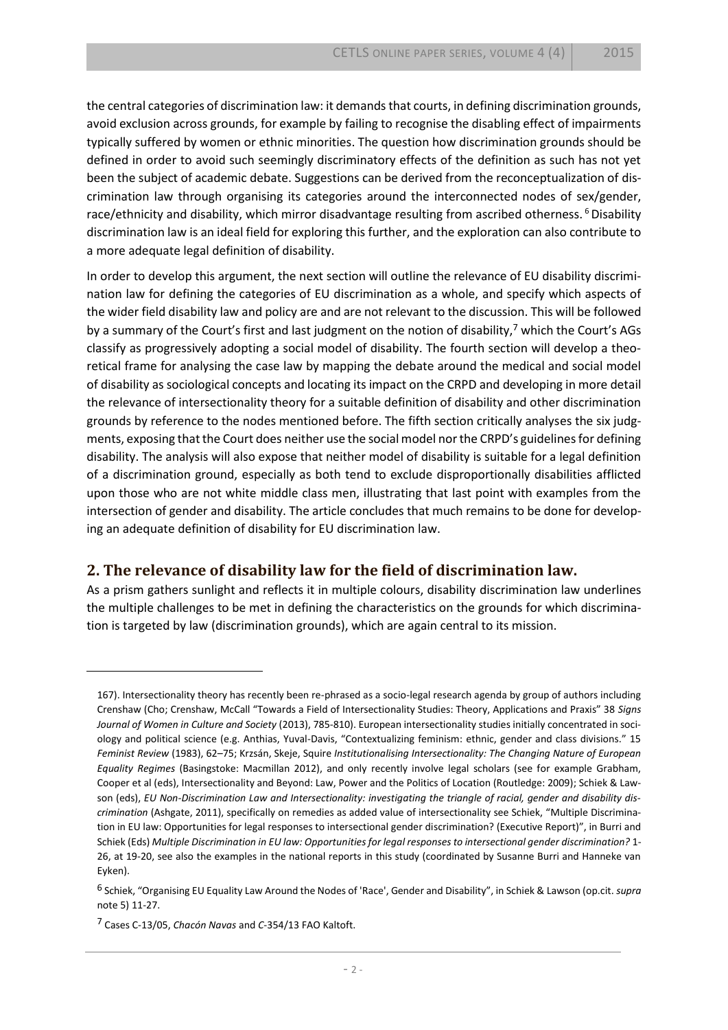the central categories of discrimination law: it demands that courts, in defining discrimination grounds, avoid exclusion across grounds, for example by failing to recognise the disabling effect of impairments typically suffered by women or ethnic minorities. The question how discrimination grounds should be defined in order to avoid such seemingly discriminatory effects of the definition as such has not yet been the subject of academic debate. Suggestions can be derived from the reconceptualization of discrimination law through organising its categories around the interconnected nodes of sex/gender, race/ethnicity and disability, which mirror disadvantage resulting from ascribed otherness. [6] Disability discrimination law is an ideal field for exploring this further, and the exploration can also contribute to a more adequate legal definition of disability.

In order to develop this argument, the next section will outline the relevance of EU disability discrimination law for defining the categories of EU discrimination as a whole, and specify which aspects of the wider field disability law and policy are and are not relevant to the discussion. This will be followed by a summary of the Court's first and last judgment on the notion of disability,[7] which the Court's AGs classify as progressively adopting a social model of disability. The fourth section will develop a theoretical frame for analysing the case law by mapping the debate around the medical and social model of disability as sociological concepts and locating its impact on the CRPD and developing in more detail the relevance of intersectionality theory for a suitable definition of disability and other discrimination grounds by reference to the nodes mentioned before. The fifth section critically analyses the six judgments, exposing that the Court does neither use the social model nor the CRPD's guidelines for defining disability. The analysis will also expose that neither model of disability is suitable for a legal definition of a discrimination ground, especially as both tend to exclude disproportionally disabilities afflicted upon those who are not white middle class men, illustrating that last point with examples from the intersection of gender and disability. The article concludes that much remains to be done for developing an adequate definition of disability for EU discrimination law.

## 2. The relevance of disability law for the field of discrimination law.

As a prism gathers sunlight and reflects it in multiple colours, disability discrimination law underlines the multiple challenges to be met in defining the characteristics on the grounds for which discrimination is targeted by law (discrimination grounds), which are again central to its mission.

---

167). Intersectionality theory has recently been re-phrased as a socio-legal research agenda by group of authors including Crenshaw (Cho; Crenshaw, McCall "Towards a Field of Intersectionality Studies: Theory, Applications and Praxis" 38 *Signs Journal of Women in Culture and Society* (2013), 785-810). European intersectionality studies initially concentrated in sociology and political science (e.g. Anthias, Yuval-Davis, "Contextualizing feminism: ethnic, gender and class divisions." 15 *Feminist Review* (1983), 62–75; Krzsán, Skeje, Squire *Institutionalising Intersectionality: The Changing Nature of European Equality Regimes* (Basingstoke: Macmillan 2012), and only recently involve legal scholars (see for example Grabham, Cooper et al (eds), Intersectionality and Beyond: Law, Power and the Politics of Location (Routledge: 2009); Schiek & Lawson (eds), *EU Non-Discrimination Law and Intersectionality: investigating the triangle of racial, gender and disability discrimination* (Ashgate, 2011), specifically on remedies as added value of intersectionality see Schiek, "Multiple Discrimination in EU law: Opportunities for legal responses to intersectional gender discrimination? (Executive Report)", in Burri and Schiek (Eds) *Multiple Discrimination in EU law: Opportunities for legal responses to intersectional gender discrimination?* 1-26, at 19-20, see also the examples in the national reports in this study (coordinated by Susanne Burri and Hanneke van Eyken).

[6] Schiek, "Organising EU Equality Law Around the Nodes of 'Race', Gender and Disability", in Schiek & Lawson (op.cit. *supra* note 5) 11-27.

[7] Cases C-13/05, *Chacón Navas* and *C*-354/13 FAO Kaltoft.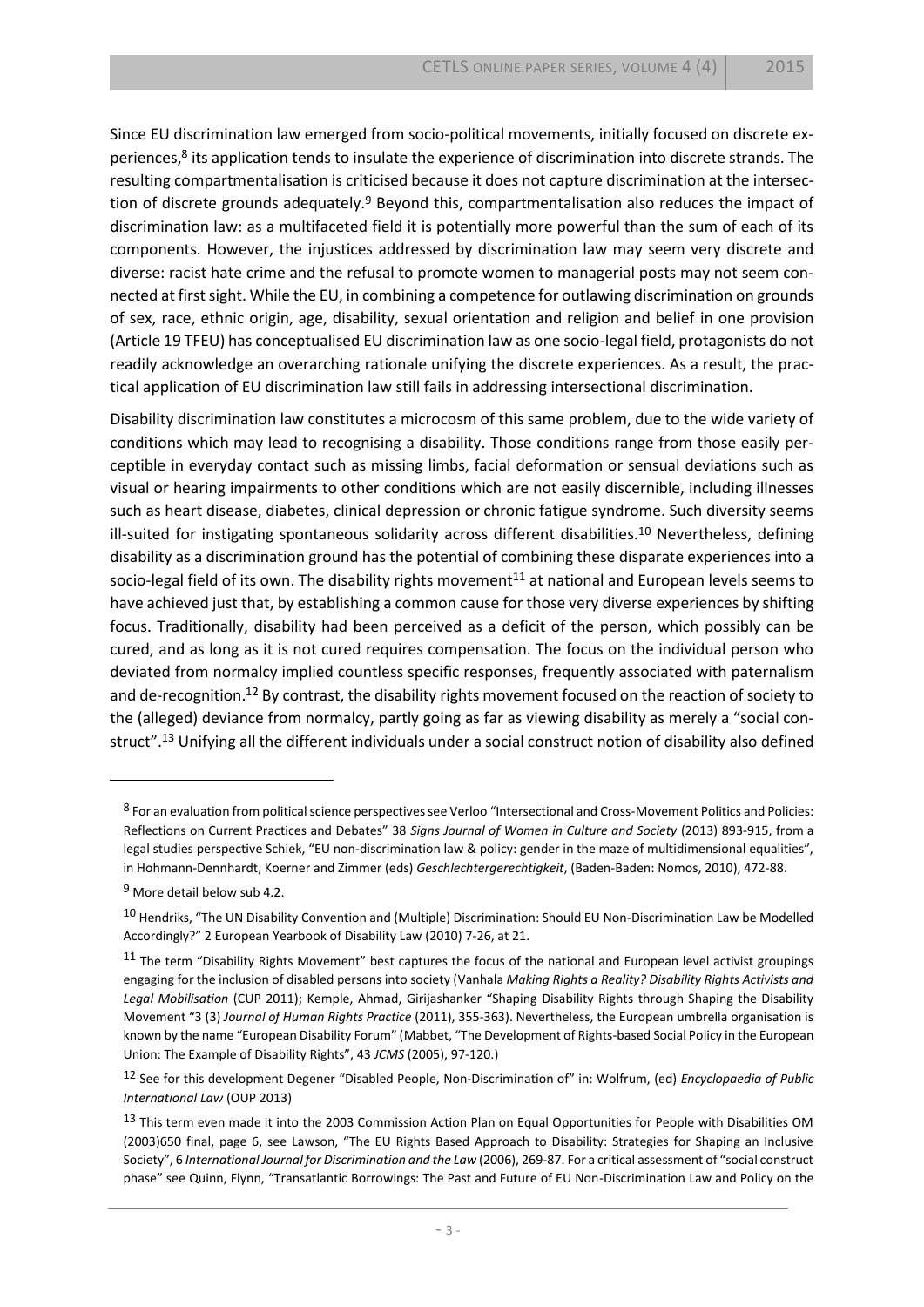Since EU discrimination law emerged from socio-political movements, initially focused on discrete experiences,[8] its application tends to insulate the experience of discrimination into discrete strands. The resulting compartmentalisation is criticised because it does not capture discrimination at the intersection of discrete grounds adequately.[9] Beyond this, compartmentalisation also reduces the impact of discrimination law: as a multifaceted field it is potentially more powerful than the sum of each of its components. However, the injustices addressed by discrimination law may seem very discrete and diverse: racist hate crime and the refusal to promote women to managerial posts may not seem connected at first sight. While the EU, in combining a competence for outlawing discrimination on grounds of sex, race, ethnic origin, age, disability, sexual orientation and religion and belief in one provision (Article 19 TFEU) has conceptualised EU discrimination law as one socio-legal field, protagonists do not readily acknowledge an overarching rationale unifying the discrete experiences. As a result, the practical application of EU discrimination law still fails in addressing intersectional discrimination.

Disability discrimination law constitutes a microcosm of this same problem, due to the wide variety of conditions which may lead to recognising a disability. Those conditions range from those easily perceptible in everyday contact such as missing limbs, facial deformation or sensual deviations such as visual or hearing impairments to other conditions which are not easily discernible, including illnesses such as heart disease, diabetes, clinical depression or chronic fatigue syndrome. Such diversity seems ill-suited for instigating spontaneous solidarity across different disabilities.[10] Nevertheless, defining disability as a discrimination ground has the potential of combining these disparate experiences into a socio-legal field of its own. The disability rights movement[11] at national and European levels seems to have achieved just that, by establishing a common cause for those very diverse experiences by shifting focus. Traditionally, disability had been perceived as a deficit of the person, which possibly can be cured, and as long as it is not cured requires compensation. The focus on the individual person who deviated from normalcy implied countless specific responses, frequently associated with paternalism and de-recognition.[12] By contrast, the disability rights movement focused on the reaction of society to the (alleged) deviance from normalcy, partly going as far as viewing disability as merely a "social construct".[13] Unifying all the different individuals under a social construct notion of disability also defined

---

[8] For an evaluation from political science perspectives see Verloo "Intersectional and Cross-Movement Politics and Policies: Reflections on Current Practices and Debates" 38 *Signs Journal of Women in Culture and Society* (2013) 893-915, from a legal studies perspective Schiek, "EU non-discrimination law & policy: gender in the maze of multidimensional equalities", in Hohmann-Dennhardt, Koerner and Zimmer (eds) *Geschlechtergerechtigkeit*, (Baden-Baden: Nomos, 2010), 472-88.

[9] More detail below sub 4.2.

[10] Hendriks, "The UN Disability Convention and (Multiple) Discrimination: Should EU Non-Discrimination Law be Modelled Accordingly?" 2 European Yearbook of Disability Law (2010) 7-26, at 21.

[11] The term "Disability Rights Movement" best captures the focus of the national and European level activist groupings engaging for the inclusion of disabled persons into society (Vanhala *Making Rights a Reality? Disability Rights Activists and Legal Mobilisation* (CUP 2011); Kemple, Ahmad, Girijashanker "Shaping Disability Rights through Shaping the Disability Movement "3 (3) *Journal of Human Rights Practice* (2011), 355-363). Nevertheless, the European umbrella organisation is known by the name "European Disability Forum" (Mabbet, "The Development of Rights-based Social Policy in the European Union: The Example of Disability Rights", 43 *JCMS* (2005), 97-120.)

[12] See for this development Degener "Disabled People, Non-Discrimination of" in: Wolfrum, (ed) *Encyclopaedia of Public International Law* (OUP 2013)

[13] This term even made it into the 2003 Commission Action Plan on Equal Opportunities for People with Disabilities OM (2003)650 final, page 6, see Lawson, "The EU Rights Based Approach to Disability: Strategies for Shaping an Inclusive Society", 6 *International Journal for Discrimination and the Law* (2006), 269-87. For a critical assessment of "social construct phase" see Quinn, Flynn, "Transatlantic Borrowings: The Past and Future of EU Non-Discrimination Law and Policy on the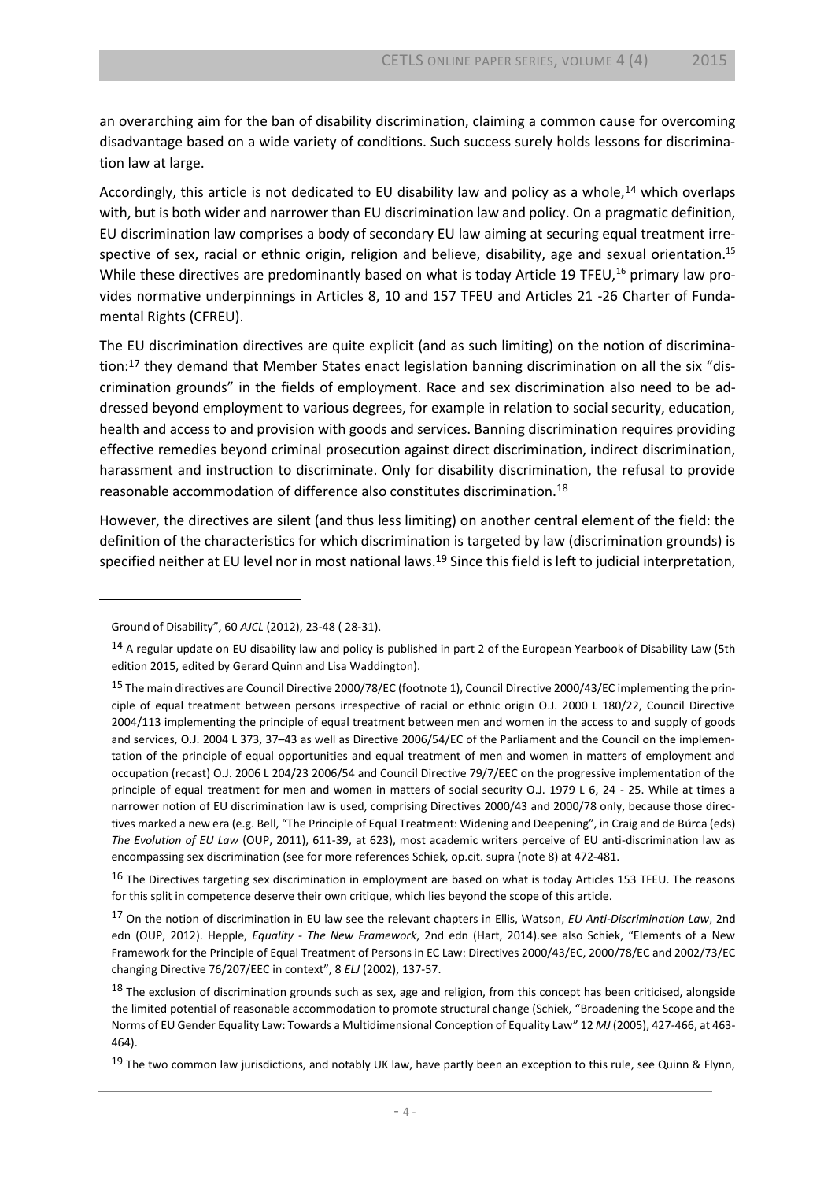an overarching aim for the ban of disability discrimination, claiming a common cause for overcoming disadvantage based on a wide variety of conditions. Such success surely holds lessons for discrimination law at large.

Accordingly, this article is not dedicated to EU disability law and policy as a whole,[14] which overlaps with, but is both wider and narrower than EU discrimination law and policy. On a pragmatic definition, EU discrimination law comprises a body of secondary EU law aiming at securing equal treatment irrespective of sex, racial or ethnic origin, religion and believe, disability, age and sexual orientation.[15] While these directives are predominantly based on what is today Article 19 TFEU,[16] primary law provides normative underpinnings in Articles 8, 10 and 157 TFEU and Articles 21 -26 Charter of Fundamental Rights (CFREU).

The EU discrimination directives are quite explicit (and as such limiting) on the notion of discrimination:[17] they demand that Member States enact legislation banning discrimination on all the six "discrimination grounds" in the fields of employment. Race and sex discrimination also need to be addressed beyond employment to various degrees, for example in relation to social security, education, health and access to and provision with goods and services. Banning discrimination requires providing effective remedies beyond criminal prosecution against direct discrimination, indirect discrimination, harassment and instruction to discriminate. Only for disability discrimination, the refusal to provide reasonable accommodation of difference also constitutes discrimination.[18]

However, the directives are silent (and thus less limiting) on another central element of the field: the definition of the characteristics for which discrimination is targeted by law (discrimination grounds) is specified neither at EU level nor in most national laws.[19] Since this field is left to judicial interpretation,

---

Ground of Disability", 60 *AJCL* (2012), 23-48 ( 28-31).

[14] A regular update on EU disability law and policy is published in part 2 of the European Yearbook of Disability Law (5th edition 2015, edited by Gerard Quinn and Lisa Waddington).

[15] The main directives are Council Directive 2000/78/EC (footnote 1), Council Directive 2000/43/EC implementing the principle of equal treatment between persons irrespective of racial or ethnic origin O.J. 2000 L 180/22, Council Directive 2004/113 implementing the principle of equal treatment between men and women in the access to and supply of goods and services, O.J. 2004 L 373, 37–43 as well as Directive 2006/54/EC of the Parliament and the Council on the implementation of the principle of equal opportunities and equal treatment of men and women in matters of employment and occupation (recast) O.J. 2006 L 204/23 2006/54 and Council Directive 79/7/EEC on the progressive implementation of the principle of equal treatment for men and women in matters of social security O.J. 1979 L 6, 24 - 25. While at times a narrower notion of EU discrimination law is used, comprising Directives 2000/43 and 2000/78 only, because those directives marked a new era (e.g. Bell, "The Principle of Equal Treatment: Widening and Deepening", in Craig and de Búrca (eds) *The Evolution of EU Law* (OUP, 2011), 611-39, at 623), most academic writers perceive of EU anti-discrimination law as encompassing sex discrimination (see for more references Schiek, op.cit. supra (note 8) at 472-481.

[16] The Directives targeting sex discrimination in employment are based on what is today Articles 153 TFEU. The reasons for this split in competence deserve their own critique, which lies beyond the scope of this article.

[17] On the notion of discrimination in EU law see the relevant chapters in Ellis, Watson, *EU Anti-Discrimination Law*, 2nd edn (OUP, 2012). Hepple, *Equality - The New Framework*, 2nd edn (Hart, 2014).see also Schiek, "Elements of a New Framework for the Principle of Equal Treatment of Persons in EC Law: Directives 2000/43/EC, 2000/78/EC and 2002/73/EC changing Directive 76/207/EEC in context", 8 *ELJ* (2002), 137-57.

[18] The exclusion of discrimination grounds such as sex, age and religion, from this concept has been criticised, alongside the limited potential of reasonable accommodation to promote structural change (Schiek, "Broadening the Scope and the Norms of EU Gender Equality Law: Towards a Multidimensional Conception of Equality Law" 12 *MJ* (2005), 427-466, at 463-464).

[19] The two common law jurisdictions, and notably UK law, have partly been an exception to this rule, see Quinn & Flynn,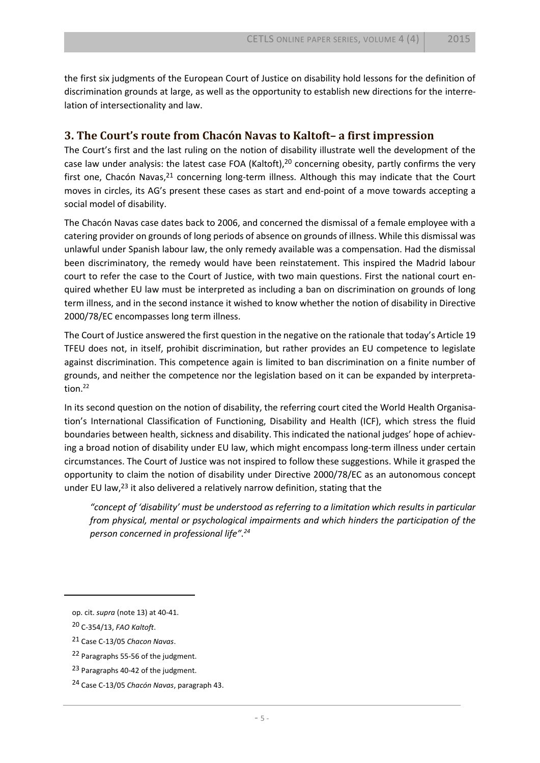the first six judgments of the European Court of Justice on disability hold lessons for the definition of discrimination grounds at large, as well as the opportunity to establish new directions for the interrelation of intersectionality and law.

## 3. The Court's route from Chacón Navas to Kaltoft– a first impression

The Court's first and the last ruling on the notion of disability illustrate well the development of the case law under analysis: the latest case FOA (Kaltoft),[20] concerning obesity, partly confirms the very first one, Chacón Navas,[21] concerning long-term illness. Although this may indicate that the Court moves in circles, its AG's present these cases as start and end-point of a move towards accepting a social model of disability.

The Chacón Navas case dates back to 2006, and concerned the dismissal of a female employee with a catering provider on grounds of long periods of absence on grounds of illness. While this dismissal was unlawful under Spanish labour law, the only remedy available was a compensation. Had the dismissal been discriminatory, the remedy would have been reinstatement. This inspired the Madrid labour court to refer the case to the Court of Justice, with two main questions. First the national court enquired whether EU law must be interpreted as including a ban on discrimination on grounds of long term illness, and in the second instance it wished to know whether the notion of disability in Directive 2000/78/EC encompasses long term illness.

The Court of Justice answered the first question in the negative on the rationale that today's Article 19 TFEU does not, in itself, prohibit discrimination, but rather provides an EU competence to legislate against discrimination. This competence again is limited to ban discrimination on a finite number of grounds, and neither the competence nor the legislation based on it can be expanded by interpretation.[22]

In its second question on the notion of disability, the referring court cited the World Health Organisation's International Classification of Functioning, Disability and Health (ICF), which stress the fluid boundaries between health, sickness and disability. This indicated the national judges' hope of achieving a broad notion of disability under EU law, which might encompass long-term illness under certain circumstances. The Court of Justice was not inspired to follow these suggestions. While it grasped the opportunity to claim the notion of disability under Directive 2000/78/EC as an autonomous concept under EU law,[23] it also delivered a relatively narrow definition, stating that the

> *"concept of 'disability' must be understood as referring to a limitation which results in particular from physical, mental or psychological impairments and which hinders the participation of the person concerned in professional life".[24]*

---

op. cit. *supra* (note 13) at 40-41.

[20] C-354/13, *FAO Kaltoft*.

[21] Case C-13/05 *Chacon Navas*.

[22] Paragraphs 55-56 of the judgment.

[23] Paragraphs 40-42 of the judgment.

[24] Case C-13/05 *Chacón Navas*, paragraph 43.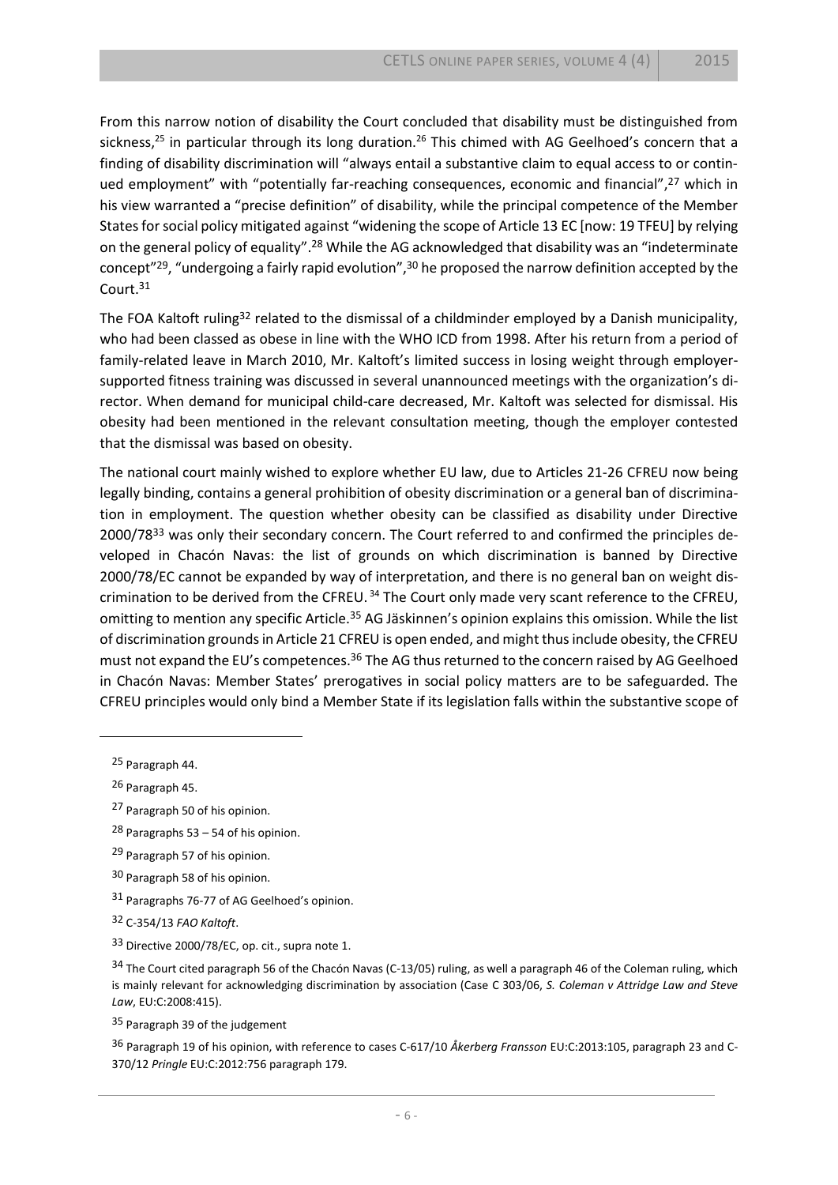From this narrow notion of disability the Court concluded that disability must be distinguished from sickness,[25] in particular through its long duration.[26] This chimed with AG Geelhoed's concern that a finding of disability discrimination will "always entail a substantive claim to equal access to or continued employment" with "potentially far-reaching consequences, economic and financial",[27] which in his view warranted a "precise definition" of disability, while the principal competence of the Member States for social policy mitigated against "widening the scope of Article 13 EC [now: 19 TFEU] by relying on the general policy of equality".[28] While the AG acknowledged that disability was an "indeterminate concept"[29], "undergoing a fairly rapid evolution",[30] he proposed the narrow definition accepted by the Court.[31]

The FOA Kaltoft ruling[32] related to the dismissal of a childminder employed by a Danish municipality, who had been classed as obese in line with the WHO ICD from 1998. After his return from a period of family-related leave in March 2010, Mr. Kaltoft's limited success in losing weight through employer-supported fitness training was discussed in several unannounced meetings with the organization's director. When demand for municipal child-care decreased, Mr. Kaltoft was selected for dismissal. His obesity had been mentioned in the relevant consultation meeting, though the employer contested that the dismissal was based on obesity.

The national court mainly wished to explore whether EU law, due to Articles 21-26 CFREU now being legally binding, contains a general prohibition of obesity discrimination or a general ban of discrimination in employment. The question whether obesity can be classified as disability under Directive 2000/78[33] was only their secondary concern. The Court referred to and confirmed the principles developed in Chacón Navas: the list of grounds on which discrimination is banned by Directive 2000/78/EC cannot be expanded by way of interpretation, and there is no general ban on weight discrimination to be derived from the CFREU.[34] The Court only made very scant reference to the CFREU, omitting to mention any specific Article.[35] AG Jäskinnen's opinion explains this omission. While the list of discrimination grounds in Article 21 CFREU is open ended, and might thus include obesity, the CFREU must not expand the EU's competences.[36] The AG thus returned to the concern raised by AG Geelhoed in Chacón Navas: Member States' prerogatives in social policy matters are to be safeguarded. The CFREU principles would only bind a Member State if its legislation falls within the substantive scope of

---

[25] Paragraph 44.

[26] Paragraph 45.

[27] Paragraph 50 of his opinion.

[28] Paragraphs 53 – 54 of his opinion.

[29] Paragraph 57 of his opinion.

[30] Paragraph 58 of his opinion.

[31] Paragraphs 76-77 of AG Geelhoed's opinion.

[32] C-354/13 *FAO Kaltoft*.

[33] Directive 2000/78/EC, op. cit., supra note 1.

[34] The Court cited paragraph 56 of the Chacón Navas (C-13/05) ruling, as well a paragraph 46 of the Coleman ruling, which is mainly relevant for acknowledging discrimination by association (Case C 303/06, *S. Coleman v Attridge Law and Steve Law*, EU:C:2008:415).

[35] Paragraph 39 of the judgement

[36] Paragraph 19 of his opinion, with reference to cases C-617/10 *Åkerberg Fransson* EU:C:2013:105, paragraph 23 and C-370/12 *Pringle* EU:C:2012:756 paragraph 179.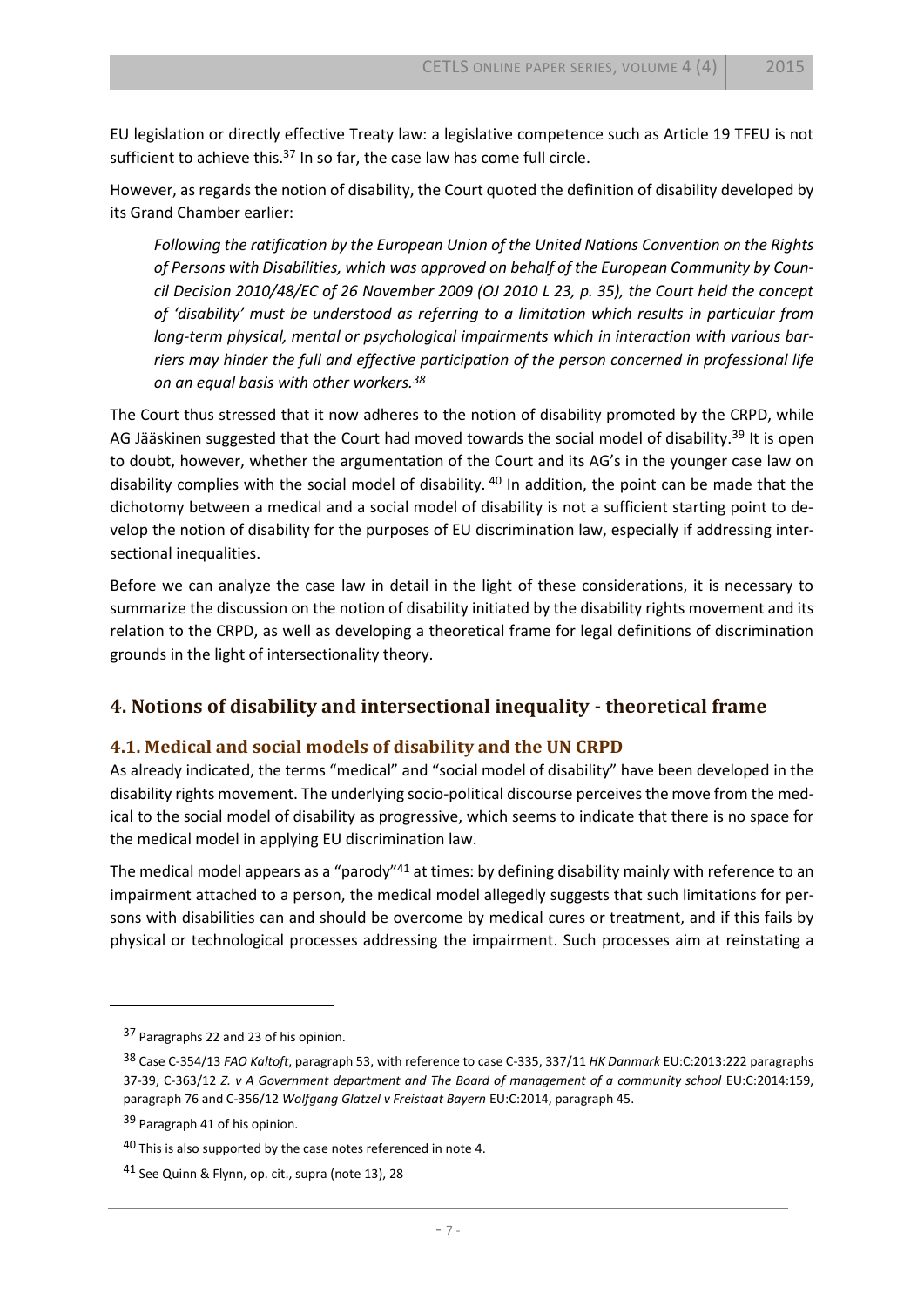EU legislation or directly effective Treaty law: a legislative competence such as Article 19 TFEU is not sufficient to achieve this.[37] In so far, the case law has come full circle.

However, as regards the notion of disability, the Court quoted the definition of disability developed by its Grand Chamber earlier:

> *Following the ratification by the European Union of the United Nations Convention on the Rights of Persons with Disabilities, which was approved on behalf of the European Community by Council Decision 2010/48/EC of 26 November 2009 (OJ 2010 L 23, p. 35), the Court held the concept of 'disability' must be understood as referring to a limitation which results in particular from long-term physical, mental or psychological impairments which in interaction with various barriers may hinder the full and effective participation of the person concerned in professional life on an equal basis with other workers.*[38]

The Court thus stressed that it now adheres to the notion of disability promoted by the CRPD, while AG Jääskinen suggested that the Court had moved towards the social model of disability.[39] It is open to doubt, however, whether the argumentation of the Court and its AG's in the younger case law on disability complies with the social model of disability.[40] In addition, the point can be made that the dichotomy between a medical and a social model of disability is not a sufficient starting point to develop the notion of disability for the purposes of EU discrimination law, especially if addressing intersectional inequalities.

Before we can analyze the case law in detail in the light of these considerations, it is necessary to summarize the discussion on the notion of disability initiated by the disability rights movement and its relation to the CRPD, as well as developing a theoretical frame for legal definitions of discrimination grounds in the light of intersectionality theory.

## 4. Notions of disability and intersectional inequality - theoretical frame

### 4.1. Medical and social models of disability and the UN CRPD

As already indicated, the terms "medical" and "social model of disability" have been developed in the disability rights movement. The underlying socio-political discourse perceives the move from the medical to the social model of disability as progressive, which seems to indicate that there is no space for the medical model in applying EU discrimination law.

The medical model appears as a "parody"[41] at times: by defining disability mainly with reference to an impairment attached to a person, the medical model allegedly suggests that such limitations for persons with disabilities can and should be overcome by medical cures or treatment, and if this fails by physical or technological processes addressing the impairment. Such processes aim at reinstating a

---

[37] Paragraphs 22 and 23 of his opinion.

[38] Case C-354/13 *FAO Kaltoft*, paragraph 53, with reference to case C-335, 337/11 *HK Danmark* EU:C:2013:222 paragraphs 37-39, C-363/12 *Z. v A Government department and The Board of management of a community school* EU:C:2014:159, paragraph 76 and C-356/12 *Wolfgang Glatzel v Freistaat Bayern* EU:C:2014, paragraph 45.

[39] Paragraph 41 of his opinion.

[40] This is also supported by the case notes referenced in note 4.

[41] See Quinn & Flynn, op. cit., supra (note 13), 28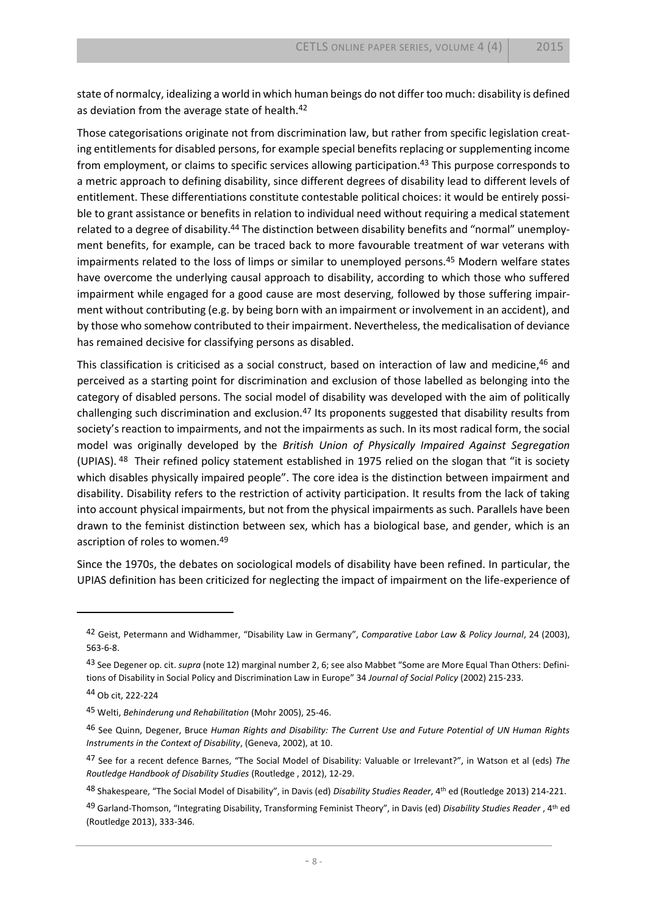state of normalcy, idealizing a world in which human beings do not differ too much: disability is defined as deviation from the average state of health.[42]

Those categorisations originate not from discrimination law, but rather from specific legislation creating entitlements for disabled persons, for example special benefits replacing or supplementing income from employment, or claims to specific services allowing participation.[43] This purpose corresponds to a metric approach to defining disability, since different degrees of disability lead to different levels of entitlement. These differentiations constitute contestable political choices: it would be entirely possible to grant assistance or benefits in relation to individual need without requiring a medical statement related to a degree of disability.[44] The distinction between disability benefits and "normal" unemployment benefits, for example, can be traced back to more favourable treatment of war veterans with impairments related to the loss of limps or similar to unemployed persons.[45] Modern welfare states have overcome the underlying causal approach to disability, according to which those who suffered impairment while engaged for a good cause are most deserving, followed by those suffering impairment without contributing (e.g. by being born with an impairment or involvement in an accident), and by those who somehow contributed to their impairment. Nevertheless, the medicalisation of deviance has remained decisive for classifying persons as disabled.

This classification is criticised as a social construct, based on interaction of law and medicine,[46] and perceived as a starting point for discrimination and exclusion of those labelled as belonging into the category of disabled persons. The social model of disability was developed with the aim of politically challenging such discrimination and exclusion.[47] Its proponents suggested that disability results from society's reaction to impairments, and not the impairments as such. In its most radical form, the social model was originally developed by the *British Union of Physically Impaired Against Segregation* (UPIAS).[48] Their refined policy statement established in 1975 relied on the slogan that "it is society which disables physically impaired people". The core idea is the distinction between impairment and disability. Disability refers to the restriction of activity participation. It results from the lack of taking into account physical impairments, but not from the physical impairments as such. Parallels have been drawn to the feminist distinction between sex, which has a biological base, and gender, which is an ascription of roles to women.[49]

Since the 1970s, the debates on sociological models of disability have been refined. In particular, the UPIAS definition has been criticized for neglecting the impact of impairment on the life-experience of

---

[42] Geist, Petermann and Widhammer, "Disability Law in Germany", *Comparative Labor Law & Policy Journal*, 24 (2003), 563-6-8.

[43] See Degener op. cit. *supra* (note 12) marginal number 2, 6; see also Mabbet "Some are More Equal Than Others: Definitions of Disability in Social Policy and Discrimination Law in Europe" 34 *Journal of Social Policy* (2002) 215-233.

[44] Ob cit, 222-224

[45] Welti, *Behinderung und Rehabilitation* (Mohr 2005), 25-46.

[46] See Quinn, Degener, Bruce *Human Rights and Disability: The Current Use and Future Potential of UN Human Rights Instruments in the Context of Disability*, (Geneva, 2002), at 10.

[47] See for a recent defence Barnes, "The Social Model of Disability: Valuable or Irrelevant?", in Watson et al (eds) *The Routledge Handbook of Disability Studies* (Routledge , 2012), 12-29.

[48] Shakespeare, "The Social Model of Disability", in Davis (ed) *Disability Studies Reader*, 4th ed (Routledge 2013) 214-221.

[49] Garland-Thomson, "Integrating Disability, Transforming Feminist Theory", in Davis (ed) *Disability Studies Reader* , 4th ed (Routledge 2013), 333-346.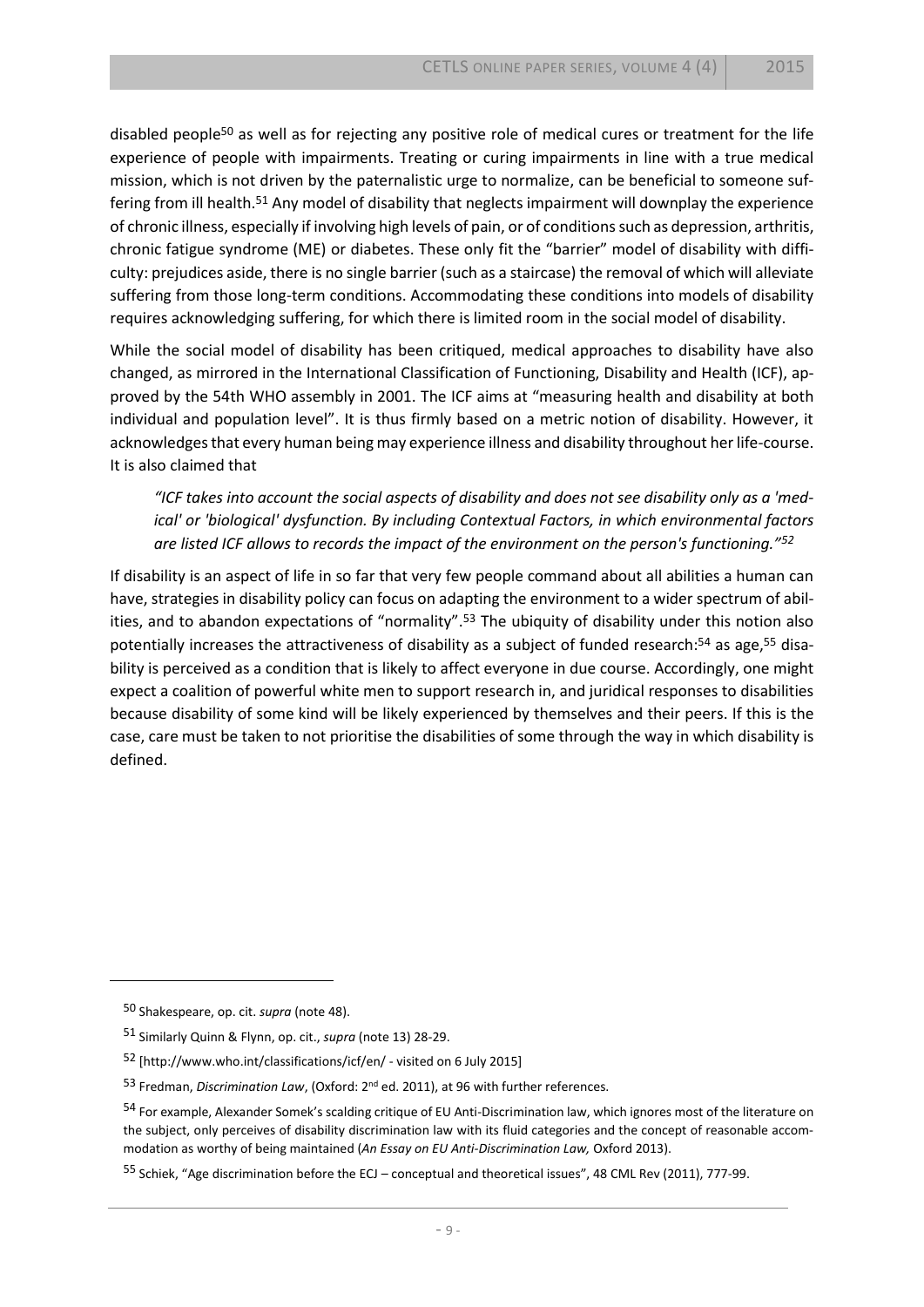disabled people[50] as well as for rejecting any positive role of medical cures or treatment for the life experience of people with impairments. Treating or curing impairments in line with a true medical mission, which is not driven by the paternalistic urge to normalize, can be beneficial to someone suffering from ill health.[51] Any model of disability that neglects impairment will downplay the experience of chronic illness, especially if involving high levels of pain, or of conditions such as depression, arthritis, chronic fatigue syndrome (ME) or diabetes. These only fit the "barrier" model of disability with difficulty: prejudices aside, there is no single barrier (such as a staircase) the removal of which will alleviate suffering from those long-term conditions. Accommodating these conditions into models of disability requires acknowledging suffering, for which there is limited room in the social model of disability.

While the social model of disability has been critiqued, medical approaches to disability have also changed, as mirrored in the International Classification of Functioning, Disability and Health (ICF), approved by the 54th WHO assembly in 2001. The ICF aims at "measuring health and disability at both individual and population level". It is thus firmly based on a metric notion of disability. However, it acknowledges that every human being may experience illness and disability throughout her life-course. It is also claimed that

> *"ICF takes into account the social aspects of disability and does not see disability only as a 'medical' or 'biological' dysfunction. By including Contextual Factors, in which environmental factors are listed ICF allows to records the impact of the environment on the person's functioning."*[52]

If disability is an aspect of life in so far that very few people command about all abilities a human can have, strategies in disability policy can focus on adapting the environment to a wider spectrum of abilities, and to abandon expectations of "normality".[53] The ubiquity of disability under this notion also potentially increases the attractiveness of disability as a subject of funded research:[54] as age,[55] disability is perceived as a condition that is likely to affect everyone in due course. Accordingly, one might expect a coalition of powerful white men to support research in, and juridical responses to disabilities because disability of some kind will be likely experienced by themselves and their peers. If this is the case, care must be taken to not prioritise the disabilities of some through the way in which disability is defined.

---

[50] Shakespeare, op. cit. *supra* (note 48).

[51] Similarly Quinn & Flynn, op. cit., *supra* (note 13) 28-29.

[52] [http://www.who.int/classifications/icf/en/ - visited on 6 July 2015]

[53] Fredman, *Discrimination Law*, (Oxford: 2nd ed. 2011), at 96 with further references.

[54] For example, Alexander Somek's scalding critique of EU Anti-Discrimination law, which ignores most of the literature on the subject, only perceives of disability discrimination law with its fluid categories and the concept of reasonable accommodation as worthy of being maintained (*An Essay on EU Anti-Discrimination Law,* Oxford 2013).

[55] Schiek, "Age discrimination before the ECJ – conceptual and theoretical issues", 48 CML Rev (2011), 777-99.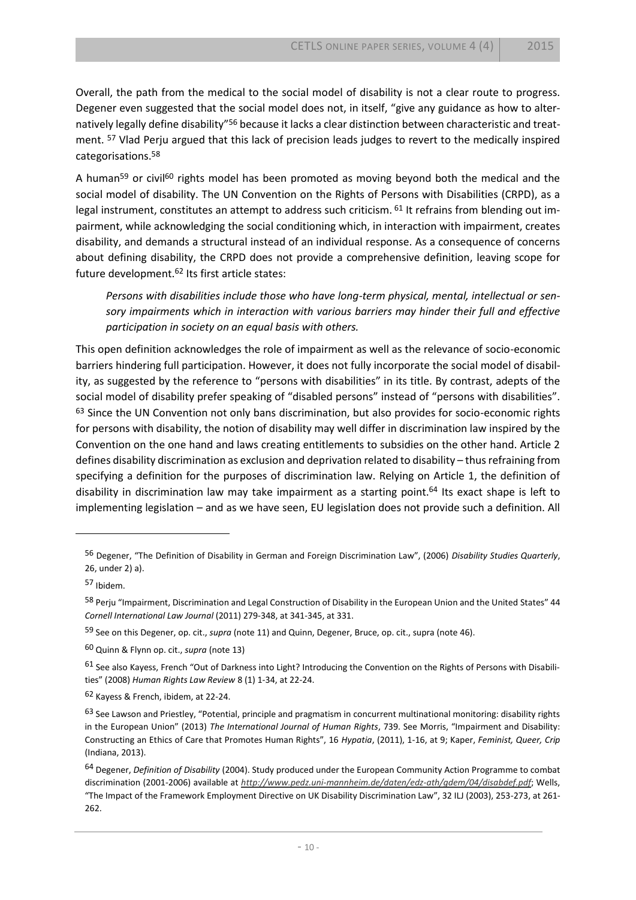Overall, the path from the medical to the social model of disability is not a clear route to progress. Degener even suggested that the social model does not, in itself, "give any guidance as how to alternatively legally define disability"[56] because it lacks a clear distinction between characteristic and treatment. [57] Vlad Perju argued that this lack of precision leads judges to revert to the medically inspired categorisations.[58]

A human[59] or civil[60] rights model has been promoted as moving beyond both the medical and the social model of disability. The UN Convention on the Rights of Persons with Disabilities (CRPD), as a legal instrument, constitutes an attempt to address such criticism. [61] It refrains from blending out impairment, while acknowledging the social conditioning which, in interaction with impairment, creates disability, and demands a structural instead of an individual response. As a consequence of concerns about defining disability, the CRPD does not provide a comprehensive definition, leaving scope for future development.[62] Its first article states:

> *Persons with disabilities include those who have long-term physical, mental, intellectual or sensory impairments which in interaction with various barriers may hinder their full and effective participation in society on an equal basis with others.*

This open definition acknowledges the role of impairment as well as the relevance of socio-economic barriers hindering full participation. However, it does not fully incorporate the social model of disability, as suggested by the reference to "persons with disabilities" in its title. By contrast, adepts of the social model of disability prefer speaking of "disabled persons" instead of "persons with disabilities". [63] Since the UN Convention not only bans discrimination, but also provides for socio-economic rights for persons with disability, the notion of disability may well differ in discrimination law inspired by the Convention on the one hand and laws creating entitlements to subsidies on the other hand. Article 2 defines disability discrimination as exclusion and deprivation related to disability – thus refraining from specifying a definition for the purposes of discrimination law. Relying on Article 1, the definition of disability in discrimination law may take impairment as a starting point.[64] Its exact shape is left to implementing legislation – and as we have seen, EU legislation does not provide such a definition. All

---

[56] Degener, "The Definition of Disability in German and Foreign Discrimination Law", (2006) *Disability Studies Quarterly*, 26, under 2) a).

[57] Ibidem.

[58] Perju "Impairment, Discrimination and Legal Construction of Disability in the European Union and the United States" 44 *Cornell International Law Journal* (2011) 279-348, at 341-345, at 331.

[59] See on this Degener, op. cit., *supra* (note 11) and Quinn, Degener, Bruce, op. cit., supra (note 46).

[60] Quinn & Flynn op. cit., *supra* (note 13)

[61] See also Kayess, French "Out of Darkness into Light? Introducing the Convention on the Rights of Persons with Disabilities" (2008) *Human Rights Law Review* 8 (1) 1-34, at 22-24.

[62] Kayess & French, ibidem, at 22-24.

[63] See Lawson and Priestley, "Potential, principle and pragmatism in concurrent multinational monitoring: disability rights in the European Union" (2013) *The International Journal of Human Rights*, 739. See Morris, "Impairment and Disability: Constructing an Ethics of Care that Promotes Human Rights", 16 *Hypatia*, (2011), 1-16, at 9; Kaper, *Feminist, Queer, Crip* (Indiana, 2013).

[64] Degener, *Definition of Disability* (2004). Study produced under the European Community Action Programme to combat discrimination (2001-2006) available at *http://www.pedz.uni-mannheim.de/daten/edz-ath/gdem/04/disabdef.pdf*; Wells, "The Impact of the Framework Employment Directive on UK Disability Discrimination Law", 32 ILJ (2003), 253-273, at 261-262.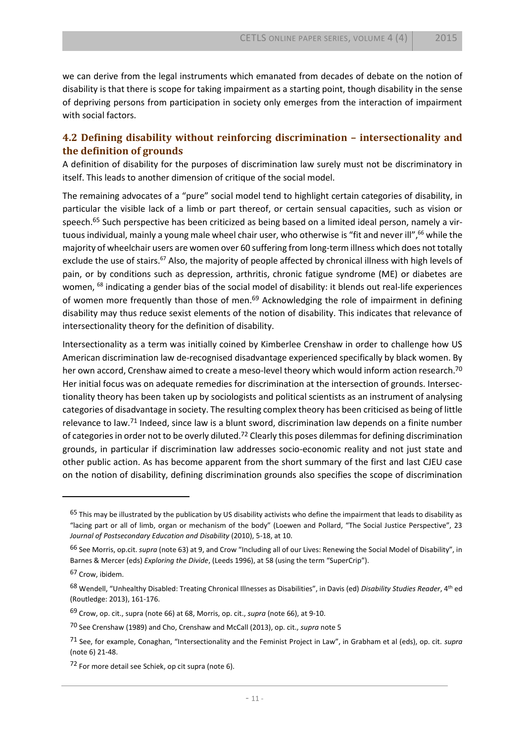we can derive from the legal instruments which emanated from decades of debate on the notion of disability is that there is scope for taking impairment as a starting point, though disability in the sense of depriving persons from participation in society only emerges from the interaction of impairment with social factors.

### 4.2 Defining disability without reinforcing discrimination – intersectionality and the definition of grounds

A definition of disability for the purposes of discrimination law surely must not be discriminatory in itself. This leads to another dimension of critique of the social model.

The remaining advocates of a "pure" social model tend to highlight certain categories of disability, in particular the visible lack of a limb or part thereof, or certain sensual capacities, such as vision or speech.[65] Such perspective has been criticized as being based on a limited ideal person, namely a virtuous individual, mainly a young male wheel chair user, who otherwise is "fit and never ill",[66] while the majority of wheelchair users are women over 60 suffering from long-term illness which does not totally exclude the use of stairs.[67] Also, the majority of people affected by chronical illness with high levels of pain, or by conditions such as depression, arthritis, chronic fatigue syndrome (ME) or diabetes are women, [68] indicating a gender bias of the social model of disability: it blends out real-life experiences of women more frequently than those of men.[69] Acknowledging the role of impairment in defining disability may thus reduce sexist elements of the notion of disability. This indicates that relevance of intersectionality theory for the definition of disability.

Intersectionality as a term was initially coined by Kimberlee Crenshaw in order to challenge how US American discrimination law de-recognised disadvantage experienced specifically by black women. By her own accord, Crenshaw aimed to create a meso-level theory which would inform action research.[70] Her initial focus was on adequate remedies for discrimination at the intersection of grounds. Intersectionality theory has been taken up by sociologists and political scientists as an instrument of analysing categories of disadvantage in society. The resulting complex theory has been criticised as being of little relevance to law.[71] Indeed, since law is a blunt sword, discrimination law depends on a finite number of categories in order not to be overly diluted.[72] Clearly this poses dilemmas for defining discrimination grounds, in particular if discrimination law addresses socio-economic reality and not just state and other public action. As has become apparent from the short summary of the first and last CJEU case on the notion of disability, defining discrimination grounds also specifies the scope of discrimination

---

[65] This may be illustrated by the publication by US disability activists who define the impairment that leads to disability as "lacing part or all of limb, organ or mechanism of the body" (Loewen and Pollard, "The Social Justice Perspective", 23 *Journal of Postsecondary Education and Disability* (2010), 5-18, at 10.

[66] See Morris, op.cit. *supra* (note 63) at 9, and Crow "Including all of our Lives: Renewing the Social Model of Disability", in Barnes & Mercer (eds) *Exploring the Divide*, (Leeds 1996), at 58 (using the term "SuperCrip").

[67] Crow, ibidem.

[68] Wendell, "Unhealthy Disabled: Treating Chronical Illnesses as Disabilities", in Davis (ed) *Disability Studies Reader*, 4th ed (Routledge: 2013), 161-176.

[69] Crow, op. cit., supra (note 66) at 68, Morris, op. cit., *supra* (note 66), at 9-10.

[70] See Crenshaw (1989) and Cho, Crenshaw and McCall (2013), op. cit., *supra* note 5

[71] See, for example, Conaghan, "Intersectionality and the Feminist Project in Law", in Grabham et al (eds), op. cit. *supra* (note 6) 21-48.

[72] For more detail see Schiek, op cit supra (note 6).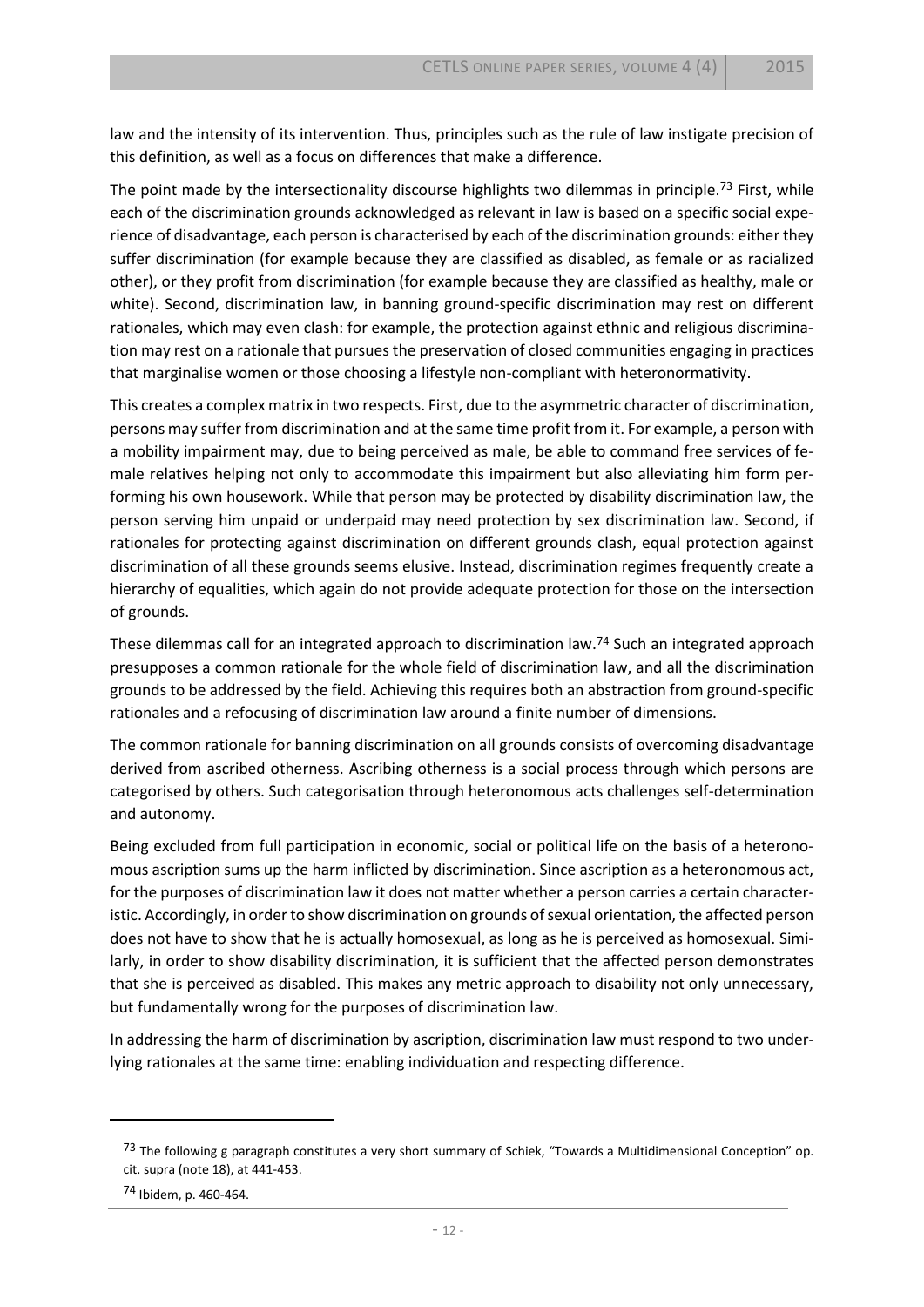law and the intensity of its intervention. Thus, principles such as the rule of law instigate precision of this definition, as well as a focus on differences that make a difference.

The point made by the intersectionality discourse highlights two dilemmas in principle.[73] First, while each of the discrimination grounds acknowledged as relevant in law is based on a specific social experience of disadvantage, each person is characterised by each of the discrimination grounds: either they suffer discrimination (for example because they are classified as disabled, as female or as racialized other), or they profit from discrimination (for example because they are classified as healthy, male or white). Second, discrimination law, in banning ground-specific discrimination may rest on different rationales, which may even clash: for example, the protection against ethnic and religious discrimination may rest on a rationale that pursues the preservation of closed communities engaging in practices that marginalise women or those choosing a lifestyle non-compliant with heteronormativity.

This creates a complex matrix in two respects. First, due to the asymmetric character of discrimination, persons may suffer from discrimination and at the same time profit from it. For example, a person with a mobility impairment may, due to being perceived as male, be able to command free services of female relatives helping not only to accommodate this impairment but also alleviating him form performing his own housework. While that person may be protected by disability discrimination law, the person serving him unpaid or underpaid may need protection by sex discrimination law. Second, if rationales for protecting against discrimination on different grounds clash, equal protection against discrimination of all these grounds seems elusive. Instead, discrimination regimes frequently create a hierarchy of equalities, which again do not provide adequate protection for those on the intersection of grounds.

These dilemmas call for an integrated approach to discrimination law.[74] Such an integrated approach presupposes a common rationale for the whole field of discrimination law, and all the discrimination grounds to be addressed by the field. Achieving this requires both an abstraction from ground-specific rationales and a refocusing of discrimination law around a finite number of dimensions.

The common rationale for banning discrimination on all grounds consists of overcoming disadvantage derived from ascribed otherness. Ascribing otherness is a social process through which persons are categorised by others. Such categorisation through heteronomous acts challenges self-determination and autonomy.

Being excluded from full participation in economic, social or political life on the basis of a heteronomous ascription sums up the harm inflicted by discrimination. Since ascription as a heteronomous act, for the purposes of discrimination law it does not matter whether a person carries a certain characteristic. Accordingly, in order to show discrimination on grounds of sexual orientation, the affected person does not have to show that he is actually homosexual, as long as he is perceived as homosexual. Similarly, in order to show disability discrimination, it is sufficient that the affected person demonstrates that she is perceived as disabled. This makes any metric approach to disability not only unnecessary, but fundamentally wrong for the purposes of discrimination law.

In addressing the harm of discrimination by ascription, discrimination law must respond to two underlying rationales at the same time: enabling individuation and respecting difference.

---

[73] The following g paragraph constitutes a very short summary of Schiek, "Towards a Multidimensional Conception" op. cit. supra (note 18), at 441-453.

[74] Ibidem, p. 460-464.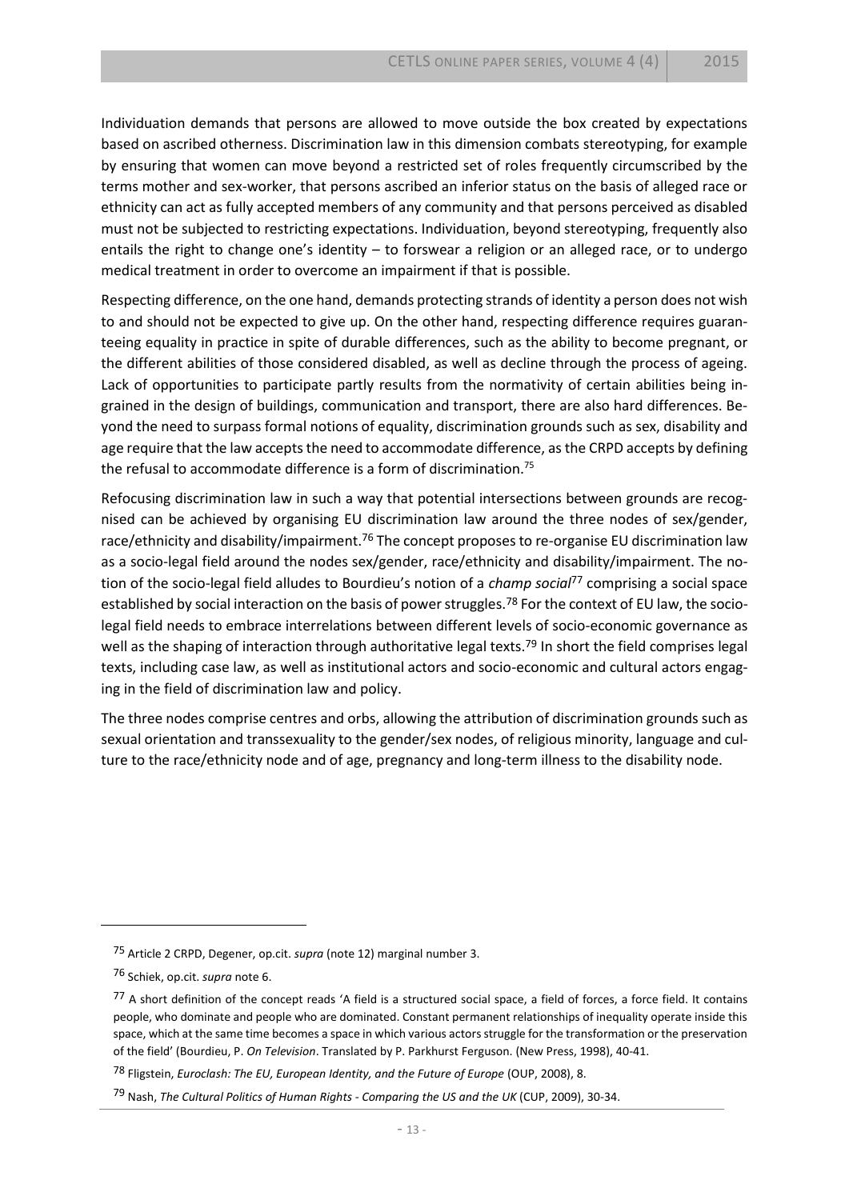Individuation demands that persons are allowed to move outside the box created by expectations based on ascribed otherness. Discrimination law in this dimension combats stereotyping, for example by ensuring that women can move beyond a restricted set of roles frequently circumscribed by the terms mother and sex-worker, that persons ascribed an inferior status on the basis of alleged race or ethnicity can act as fully accepted members of any community and that persons perceived as disabled must not be subjected to restricting expectations. Individuation, beyond stereotyping, frequently also entails the right to change one's identity – to forswear a religion or an alleged race, or to undergo medical treatment in order to overcome an impairment if that is possible.

Respecting difference, on the one hand, demands protecting strands of identity a person does not wish to and should not be expected to give up. On the other hand, respecting difference requires guaranteeing equality in practice in spite of durable differences, such as the ability to become pregnant, or the different abilities of those considered disabled, as well as decline through the process of ageing. Lack of opportunities to participate partly results from the normativity of certain abilities being ingrained in the design of buildings, communication and transport, there are also hard differences. Beyond the need to surpass formal notions of equality, discrimination grounds such as sex, disability and age require that the law accepts the need to accommodate difference, as the CRPD accepts by defining the refusal to accommodate difference is a form of discrimination.[75]

Refocusing discrimination law in such a way that potential intersections between grounds are recognised can be achieved by organising EU discrimination law around the three nodes of sex/gender, race/ethnicity and disability/impairment.[76] The concept proposes to re-organise EU discrimination law as a socio-legal field around the nodes sex/gender, race/ethnicity and disability/impairment. The notion of the socio-legal field alludes to Bourdieu's notion of a *champ social*[77] comprising a social space established by social interaction on the basis of power struggles.[78] For the context of EU law, the socio-legal field needs to embrace interrelations between different levels of socio-economic governance as well as the shaping of interaction through authoritative legal texts.[79] In short the field comprises legal texts, including case law, as well as institutional actors and socio-economic and cultural actors engaging in the field of discrimination law and policy.

The three nodes comprise centres and orbs, allowing the attribution of discrimination grounds such as sexual orientation and transsexuality to the gender/sex nodes, of religious minority, language and culture to the race/ethnicity node and of age, pregnancy and long-term illness to the disability node.

---

[75] Article 2 CRPD, Degener, op.cit. *supra* (note 12) marginal number 3.

[76] Schiek, op.cit. *supra* note 6.

[77] A short definition of the concept reads 'A field is a structured social space, a field of forces, a force field. It contains people, who dominate and people who are dominated. Constant permanent relationships of inequality operate inside this space, which at the same time becomes a space in which various actors struggle for the transformation or the preservation of the field' (Bourdieu, P. *On Television*. Translated by P. Parkhurst Ferguson. (New Press, 1998), 40-41.

[78] Fligstein, *Euroclash: The EU, European Identity, and the Future of Europe* (OUP, 2008), 8.

[79] Nash, *The Cultural Politics of Human Rights - Comparing the US and the UK* (CUP, 2009), 30-34.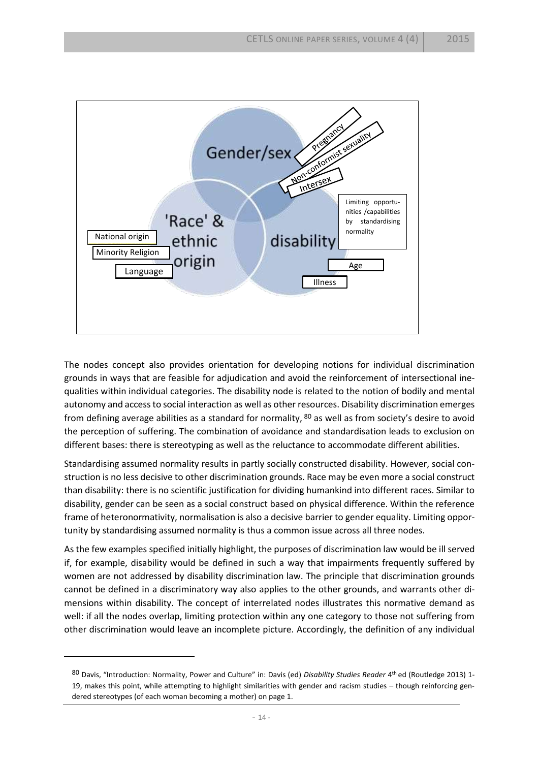The nodes concept also provides orientation for developing notions for individual discrimination grounds in ways that are feasible for adjudication and avoid the reinforcement of intersectional inequalities within individual categories. The disability node is related to the notion of bodily and mental autonomy and access to social interaction as well as other resources. Disability discrimination emerges from defining average abilities as a standard for normality, [80] as well as from society's desire to avoid the perception of suffering. The combination of avoidance and standardisation leads to exclusion on different bases: there is stereotyping as well as the reluctance to accommodate different abilities.

Standardising assumed normality results in partly socially constructed disability. However, social construction is no less decisive to other discrimination grounds. Race may be even more a social construct than disability: there is no scientific justification for dividing humankind into different races. Similar to disability, gender can be seen as a social construct based on physical difference. Within the reference frame of heteronormativity, normalisation is also a decisive barrier to gender equality. Limiting opportunity by standardising assumed normality is thus a common issue across all three nodes.

As the few examples specified initially highlight, the purposes of discrimination law would be ill served if, for example, disability would be defined in such a way that impairments frequently suffered by women are not addressed by disability discrimination law. The principle that discrimination grounds cannot be defined in a discriminatory way also applies to the other grounds, and warrants other dimensions within disability. The concept of interrelated nodes illustrates this normative demand as well: if all the nodes overlap, limiting protection within any one category to those not suffering from other discrimination would leave an incomplete picture. Accordingly, the definition of any individual

---

[80] Davis, "Introduction: Normality, Power and Culture" in: Davis (ed) *Disability Studies Reader* 4th ed (Routledge 2013) 1-19, makes this point, while attempting to highlight similarities with gender and racism studies – though reinforcing gendered stereotypes (of each woman becoming a mother) on page 1.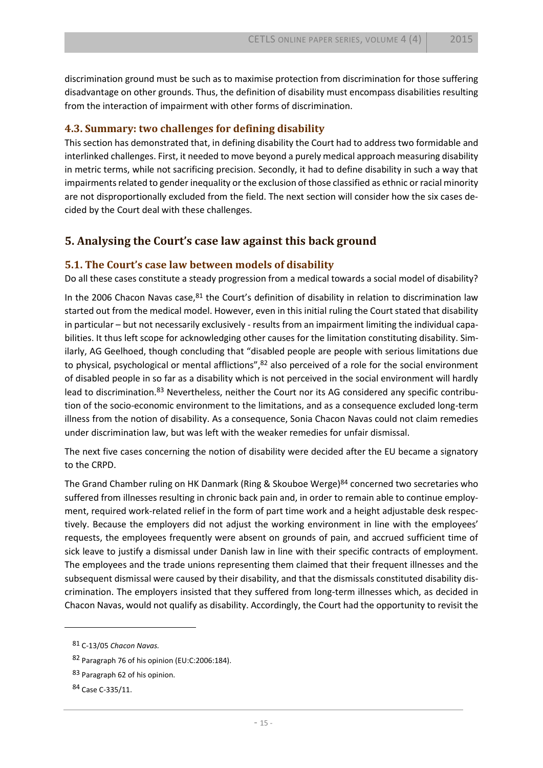discrimination ground must be such as to maximise protection from discrimination for those suffering disadvantage on other grounds. Thus, the definition of disability must encompass disabilities resulting from the interaction of impairment with other forms of discrimination.

### 4.3. Summary: two challenges for defining disability

This section has demonstrated that, in defining disability the Court had to address two formidable and interlinked challenges. First, it needed to move beyond a purely medical approach measuring disability in metric terms, while not sacrificing precision. Secondly, it had to define disability in such a way that impairments related to gender inequality or the exclusion of those classified as ethnic or racial minority are not disproportionally excluded from the field. The next section will consider how the six cases decided by the Court deal with these challenges.

## 5. Analysing the Court's case law against this back ground

### 5.1. The Court's case law between models of disability

Do all these cases constitute a steady progression from a medical towards a social model of disability?

In the 2006 Chacon Navas case,[81] the Court's definition of disability in relation to discrimination law started out from the medical model. However, even in this initial ruling the Court stated that disability in particular – but not necessarily exclusively - results from an impairment limiting the individual capabilities. It thus left scope for acknowledging other causes for the limitation constituting disability. Similarly, AG Geelhoed, though concluding that "disabled people are people with serious limitations due to physical, psychological or mental afflictions",[82] also perceived of a role for the social environment of disabled people in so far as a disability which is not perceived in the social environment will hardly lead to discrimination.[83] Nevertheless, neither the Court nor its AG considered any specific contribution of the socio-economic environment to the limitations, and as a consequence excluded long-term illness from the notion of disability. As a consequence, Sonia Chacon Navas could not claim remedies under discrimination law, but was left with the weaker remedies for unfair dismissal.

The next five cases concerning the notion of disability were decided after the EU became a signatory to the CRPD.

The Grand Chamber ruling on HK Danmark (Ring & Skouboe Werge)[84] concerned two secretaries who suffered from illnesses resulting in chronic back pain and, in order to remain able to continue employment, required work-related relief in the form of part time work and a height adjustable desk respectively. Because the employers did not adjust the working environment in line with the employees' requests, the employees frequently were absent on grounds of pain, and accrued sufficient time of sick leave to justify a dismissal under Danish law in line with their specific contracts of employment. The employees and the trade unions representing them claimed that their frequent illnesses and the subsequent dismissal were caused by their disability, and that the dismissals constituted disability discrimination. The employers insisted that they suffered from long-term illnesses which, as decided in Chacon Navas, would not qualify as disability. Accordingly, the Court had the opportunity to revisit the

---

[81] C-13/05 *Chacon Navas.*

[82] Paragraph 76 of his opinion (EU:C:2006:184).

[83] Paragraph 62 of his opinion.

[84] Case C-335/11.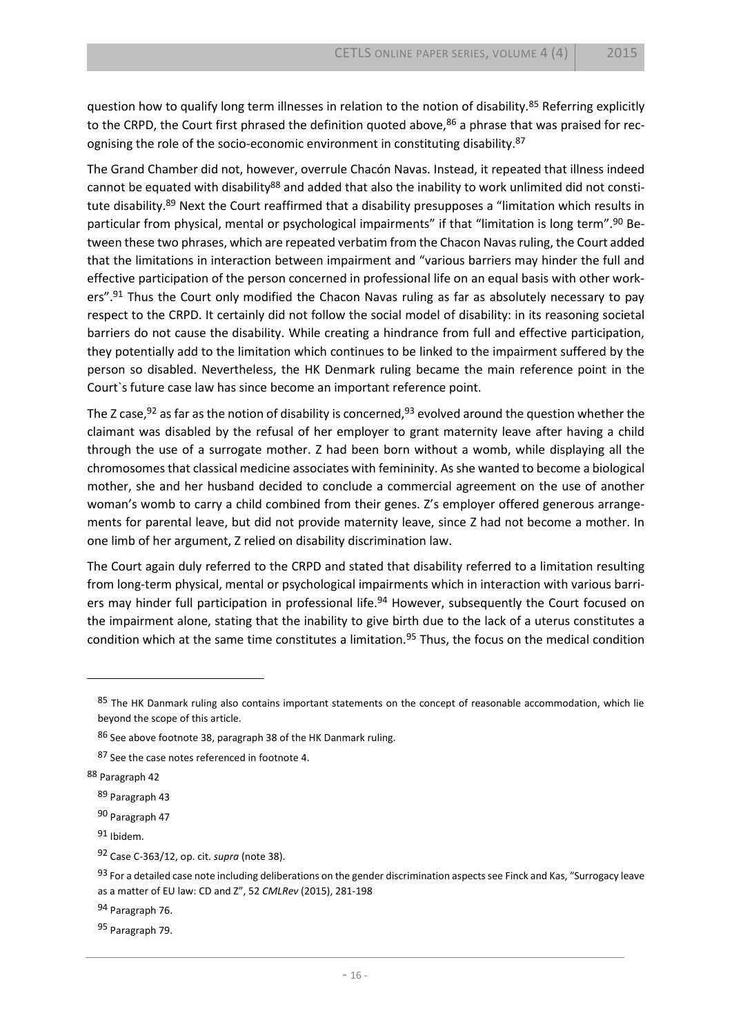question how to qualify long term illnesses in relation to the notion of disability.[85] Referring explicitly to the CRPD, the Court first phrased the definition quoted above,[86] a phrase that was praised for recognising the role of the socio-economic environment in constituting disability.[87]

The Grand Chamber did not, however, overrule Chacón Navas. Instead, it repeated that illness indeed cannot be equated with disability[88] and added that also the inability to work unlimited did not constitute disability.[89] Next the Court reaffirmed that a disability presupposes a "limitation which results in particular from physical, mental or psychological impairments" if that "limitation is long term".[90] Between these two phrases, which are repeated verbatim from the Chacon Navas ruling, the Court added that the limitations in interaction between impairment and "various barriers may hinder the full and effective participation of the person concerned in professional life on an equal basis with other workers".[91] Thus the Court only modified the Chacon Navas ruling as far as absolutely necessary to pay respect to the CRPD. It certainly did not follow the social model of disability: in its reasoning societal barriers do not cause the disability. While creating a hindrance from full and effective participation, they potentially add to the limitation which continues to be linked to the impairment suffered by the person so disabled. Nevertheless, the HK Denmark ruling became the main reference point in the Court`s future case law has since become an important reference point.

The Z case,[92] as far as the notion of disability is concerned,[93] evolved around the question whether the claimant was disabled by the refusal of her employer to grant maternity leave after having a child through the use of a surrogate mother. Z had been born without a womb, while displaying all the chromosomes that classical medicine associates with femininity. As she wanted to become a biological mother, she and her husband decided to conclude a commercial agreement on the use of another woman's womb to carry a child combined from their genes. Z's employer offered generous arrangements for parental leave, but did not provide maternity leave, since Z had not become a mother. In one limb of her argument, Z relied on disability discrimination law.

The Court again duly referred to the CRPD and stated that disability referred to a limitation resulting from long-term physical, mental or psychological impairments which in interaction with various barriers may hinder full participation in professional life.[94] However, subsequently the Court focused on the impairment alone, stating that the inability to give birth due to the lack of a uterus constitutes a condition which at the same time constitutes a limitation.[95] Thus, the focus on the medical condition

---

[85] The HK Danmark ruling also contains important statements on the concept of reasonable accommodation, which lie beyond the scope of this article.

[86] See above footnote 38, paragraph 38 of the HK Danmark ruling.

[87] See the case notes referenced in footnote 4.

[88] Paragraph 42

[89] Paragraph 43

[90] Paragraph 47

[91] Ibidem.

[92] Case C-363/12, op. cit. *supra* (note 38).

[93] For a detailed case note including deliberations on the gender discrimination aspects see Finck and Kas, "Surrogacy leave as a matter of EU law: CD and Z", 52 *CMLRev* (2015), 281-198

[94] Paragraph 76.

[95] Paragraph 79.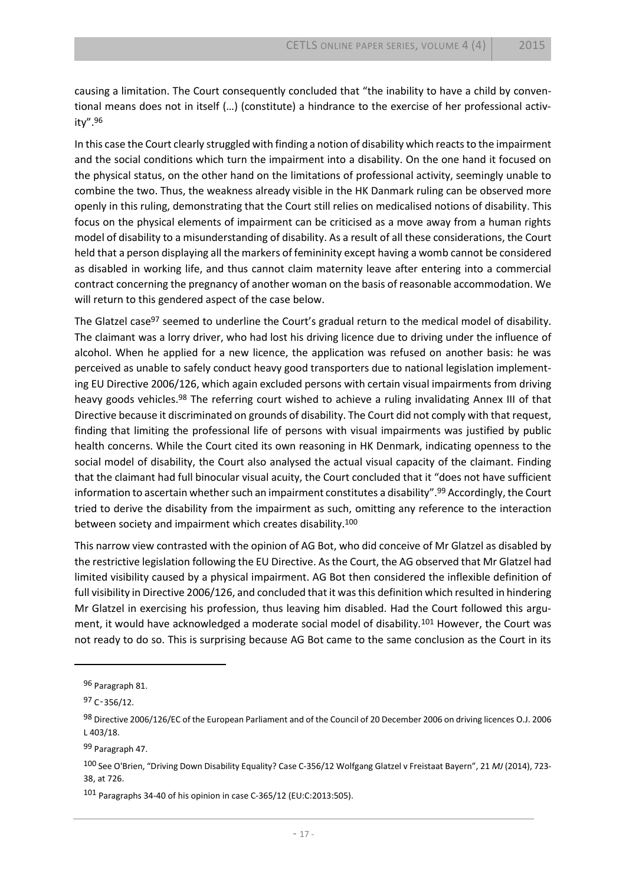causing a limitation. The Court consequently concluded that "the inability to have a child by conventional means does not in itself (…) (constitute) a hindrance to the exercise of her professional activity".[96]

In this case the Court clearly struggled with finding a notion of disability which reacts to the impairment and the social conditions which turn the impairment into a disability. On the one hand it focused on the physical status, on the other hand on the limitations of professional activity, seemingly unable to combine the two. Thus, the weakness already visible in the HK Danmark ruling can be observed more openly in this ruling, demonstrating that the Court still relies on medicalised notions of disability. This focus on the physical elements of impairment can be criticised as a move away from a human rights model of disability to a misunderstanding of disability. As a result of all these considerations, the Court held that a person displaying all the markers of femininity except having a womb cannot be considered as disabled in working life, and thus cannot claim maternity leave after entering into a commercial contract concerning the pregnancy of another woman on the basis of reasonable accommodation. We will return to this gendered aspect of the case below.

The Glatzel case[97] seemed to underline the Court's gradual return to the medical model of disability. The claimant was a lorry driver, who had lost his driving licence due to driving under the influence of alcohol. When he applied for a new licence, the application was refused on another basis: he was perceived as unable to safely conduct heavy good transporters due to national legislation implementing EU Directive 2006/126, which again excluded persons with certain visual impairments from driving heavy goods vehicles.[98] The referring court wished to achieve a ruling invalidating Annex III of that Directive because it discriminated on grounds of disability. The Court did not comply with that request, finding that limiting the professional life of persons with visual impairments was justified by public health concerns. While the Court cited its own reasoning in HK Denmark, indicating openness to the social model of disability, the Court also analysed the actual visual capacity of the claimant. Finding that the claimant had full binocular visual acuity, the Court concluded that it "does not have sufficient information to ascertain whether such an impairment constitutes a disability".[99] Accordingly, the Court tried to derive the disability from the impairment as such, omitting any reference to the interaction between society and impairment which creates disability.[100]

This narrow view contrasted with the opinion of AG Bot, who did conceive of Mr Glatzel as disabled by the restrictive legislation following the EU Directive. As the Court, the AG observed that Mr Glatzel had limited visibility caused by a physical impairment. AG Bot then considered the inflexible definition of full visibility in Directive 2006/126, and concluded that it was this definition which resulted in hindering Mr Glatzel in exercising his profession, thus leaving him disabled. Had the Court followed this argument, it would have acknowledged a moderate social model of disability.[101] However, the Court was not ready to do so. This is surprising because AG Bot came to the same conclusion as the Court in its

---

[96] Paragraph 81.

[97] C‑356/12.

[98] Directive 2006/126/EC of the European Parliament and of the Council of 20 December 2006 on driving licences O.J. 2006 L 403/18.

[99] Paragraph 47.

[100] See O'Brien, "Driving Down Disability Equality? Case C-356/12 Wolfgang Glatzel v Freistaat Bayern", 21 *MJ* (2014), 723-38, at 726.

[101] Paragraphs 34-40 of his opinion in case C-365/12 (EU:C:2013:505).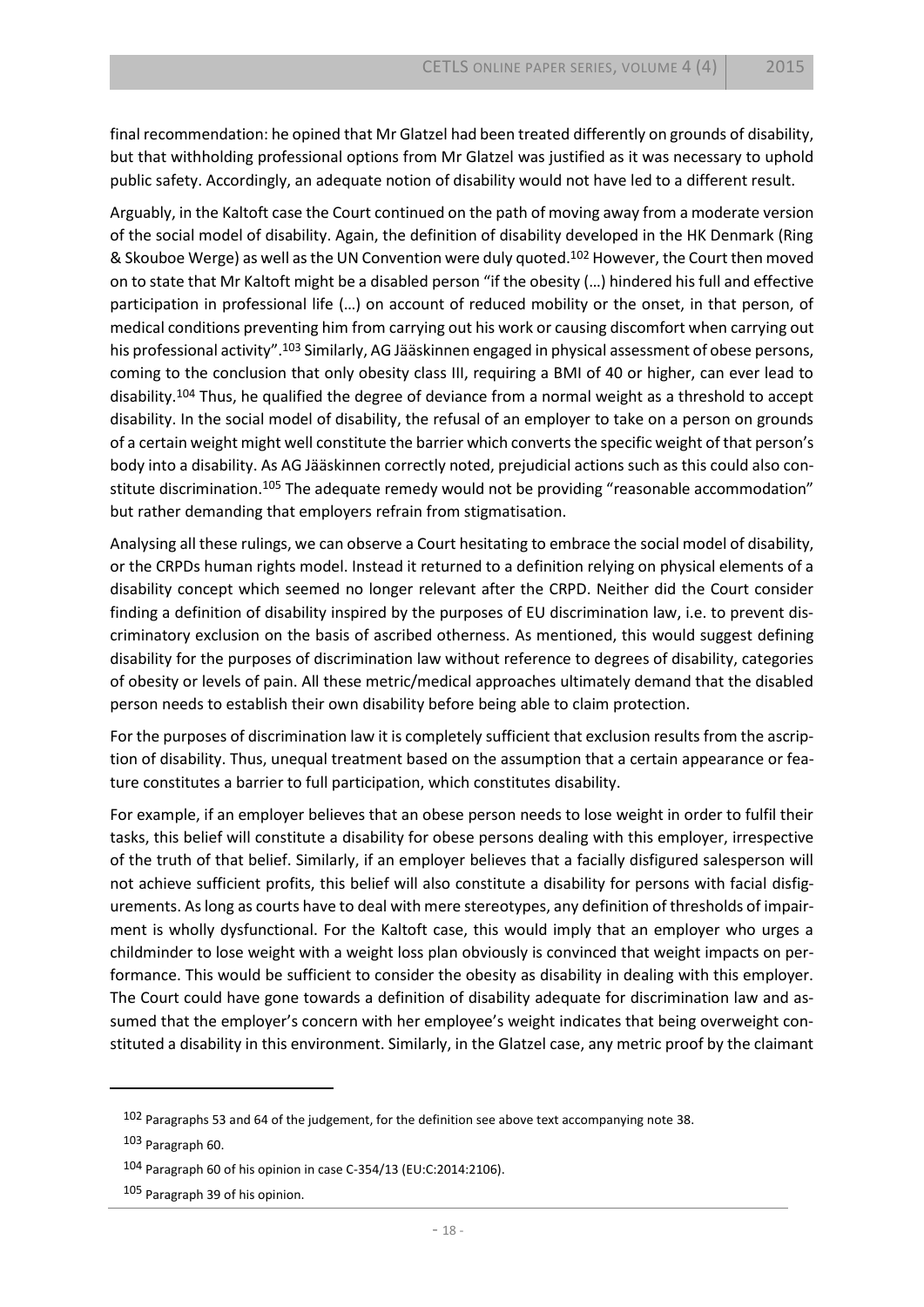final recommendation: he opined that Mr Glatzel had been treated differently on grounds of disability, but that withholding professional options from Mr Glatzel was justified as it was necessary to uphold public safety. Accordingly, an adequate notion of disability would not have led to a different result.

Arguably, in the Kaltoft case the Court continued on the path of moving away from a moderate version of the social model of disability. Again, the definition of disability developed in the HK Denmark (Ring & Skouboe Werge) as well as the UN Convention were duly quoted.[102] However, the Court then moved on to state that Mr Kaltoft might be a disabled person "if the obesity (…) hindered his full and effective participation in professional life (…) on account of reduced mobility or the onset, in that person, of medical conditions preventing him from carrying out his work or causing discomfort when carrying out his professional activity".[103] Similarly, AG Jääskinnen engaged in physical assessment of obese persons, coming to the conclusion that only obesity class III, requiring a BMI of 40 or higher, can ever lead to disability.[104] Thus, he qualified the degree of deviance from a normal weight as a threshold to accept disability. In the social model of disability, the refusal of an employer to take on a person on grounds of a certain weight might well constitute the barrier which converts the specific weight of that person's body into a disability. As AG Jääskinnen correctly noted, prejudicial actions such as this could also constitute discrimination.[105] The adequate remedy would not be providing "reasonable accommodation" but rather demanding that employers refrain from stigmatisation.

Analysing all these rulings, we can observe a Court hesitating to embrace the social model of disability, or the CRPDs human rights model. Instead it returned to a definition relying on physical elements of a disability concept which seemed no longer relevant after the CRPD. Neither did the Court consider finding a definition of disability inspired by the purposes of EU discrimination law, i.e. to prevent discriminatory exclusion on the basis of ascribed otherness. As mentioned, this would suggest defining disability for the purposes of discrimination law without reference to degrees of disability, categories of obesity or levels of pain. All these metric/medical approaches ultimately demand that the disabled person needs to establish their own disability before being able to claim protection.

For the purposes of discrimination law it is completely sufficient that exclusion results from the ascription of disability. Thus, unequal treatment based on the assumption that a certain appearance or feature constitutes a barrier to full participation, which constitutes disability.

For example, if an employer believes that an obese person needs to lose weight in order to fulfil their tasks, this belief will constitute a disability for obese persons dealing with this employer, irrespective of the truth of that belief. Similarly, if an employer believes that a facially disfigured salesperson will not achieve sufficient profits, this belief will also constitute a disability for persons with facial disfigurements. As long as courts have to deal with mere stereotypes, any definition of thresholds of impairment is wholly dysfunctional. For the Kaltoft case, this would imply that an employer who urges a childminder to lose weight with a weight loss plan obviously is convinced that weight impacts on performance. This would be sufficient to consider the obesity as disability in dealing with this employer. The Court could have gone towards a definition of disability adequate for discrimination law and assumed that the employer's concern with her employee's weight indicates that being overweight constituted a disability in this environment. Similarly, in the Glatzel case, any metric proof by the claimant

---

[102] Paragraphs 53 and 64 of the judgement, for the definition see above text accompanying note 38.

[103] Paragraph 60.

[104] Paragraph 60 of his opinion in case C-354/13 (EU:C:2014:2106).

[105] Paragraph 39 of his opinion.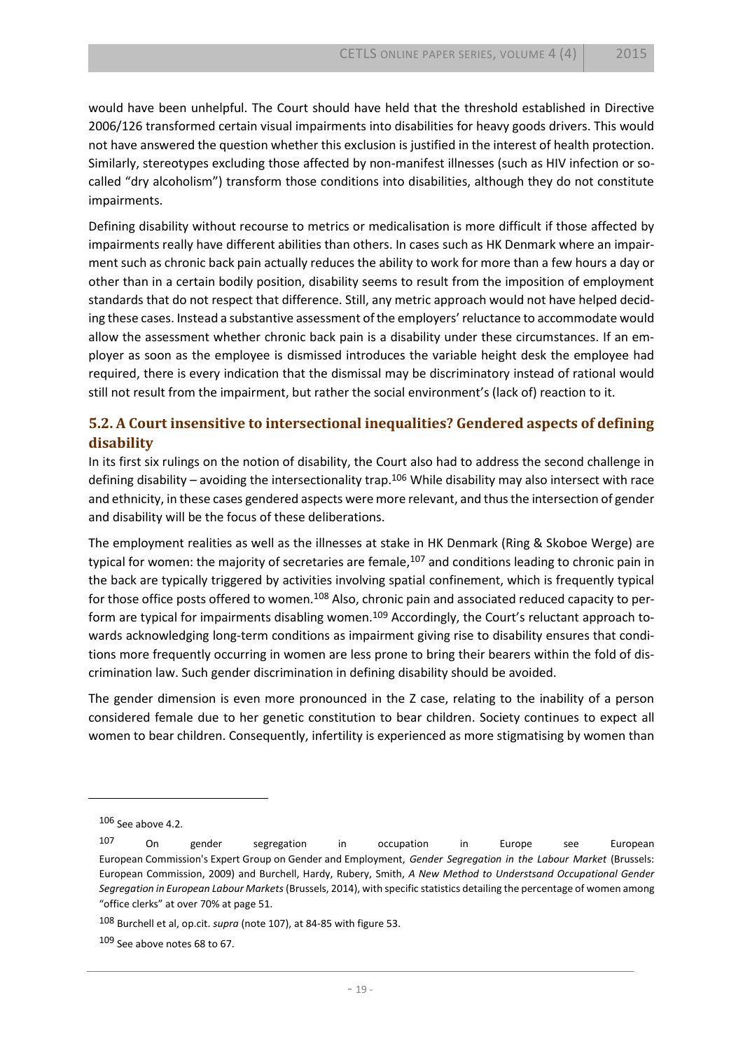would have been unhelpful. The Court should have held that the threshold established in Directive 2006/126 transformed certain visual impairments into disabilities for heavy goods drivers. This would not have answered the question whether this exclusion is justified in the interest of health protection. Similarly, stereotypes excluding those affected by non-manifest illnesses (such as HIV infection or so-called "dry alcoholism") transform those conditions into disabilities, although they do not constitute impairments.

Defining disability without recourse to metrics or medicalisation is more difficult if those affected by impairments really have different abilities than others. In cases such as HK Denmark where an impairment such as chronic back pain actually reduces the ability to work for more than a few hours a day or other than in a certain bodily position, disability seems to result from the imposition of employment standards that do not respect that difference. Still, any metric approach would not have helped deciding these cases. Instead a substantive assessment of the employers' reluctance to accommodate would allow the assessment whether chronic back pain is a disability under these circumstances. If an employer as soon as the employee is dismissed introduces the variable height desk the employee had required, there is every indication that the dismissal may be discriminatory instead of rational would still not result from the impairment, but rather the social environment's (lack of) reaction to it.

## 5.2. A Court insensitive to intersectional inequalities? Gendered aspects of defining disability

In its first six rulings on the notion of disability, the Court also had to address the second challenge in defining disability – avoiding the intersectionality trap.[106] While disability may also intersect with race and ethnicity, in these cases gendered aspects were more relevant, and thus the intersection of gender and disability will be the focus of these deliberations.

The employment realities as well as the illnesses at stake in HK Denmark (Ring & Skoboe Werge) are typical for women: the majority of secretaries are female,[107] and conditions leading to chronic pain in the back are typically triggered by activities involving spatial confinement, which is frequently typical for those office posts offered to women.[108] Also, chronic pain and associated reduced capacity to perform are typical for impairments disabling women.[109] Accordingly, the Court's reluctant approach towards acknowledging long-term conditions as impairment giving rise to disability ensures that conditions more frequently occurring in women are less prone to bring their bearers within the fold of discrimination law. Such gender discrimination in defining disability should be avoided.

The gender dimension is even more pronounced in the Z case, relating to the inability of a person considered female due to her genetic constitution to bear children. Society continues to expect all women to bear children. Consequently, infertility is experienced as more stigmatising by women than

---

[106] See above 4.2.

[107] On gender segregation in occupation in Europe see European European Commission's Expert Group on Gender and Employment, *Gender Segregation in the Labour Market* (Brussels: European Commission, 2009) and Burchell, Hardy, Rubery, Smith, *A New Method to Understsand Occupational Gender Segregation in European Labour Markets* (Brussels, 2014), with specific statistics detailing the percentage of women among "office clerks" at over 70% at page 51.

[108] Burchell et al, op.cit. *supra* (note 107), at 84-85 with figure 53.

[109] See above notes 68 to 67.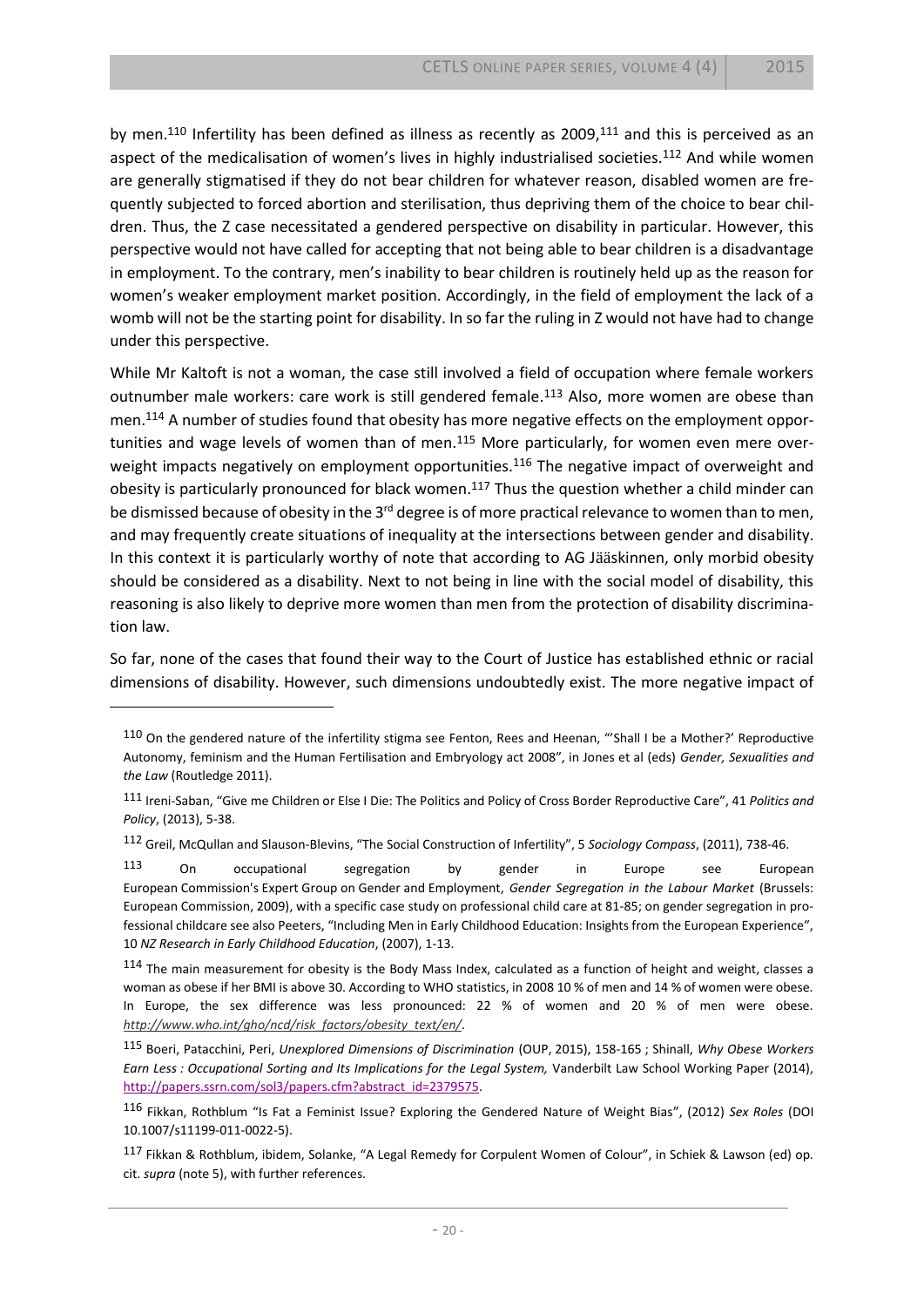by men.[110] Infertility has been defined as illness as recently as 2009,[111] and this is perceived as an aspect of the medicalisation of women's lives in highly industrialised societies.[112] And while women are generally stigmatised if they do not bear children for whatever reason, disabled women are frequently subjected to forced abortion and sterilisation, thus depriving them of the choice to bear children. Thus, the Z case necessitated a gendered perspective on disability in particular. However, this perspective would not have called for accepting that not being able to bear children is a disadvantage in employment. To the contrary, men's inability to bear children is routinely held up as the reason for women's weaker employment market position. Accordingly, in the field of employment the lack of a womb will not be the starting point for disability. In so far the ruling in Z would not have had to change under this perspective.

While Mr Kaltoft is not a woman, the case still involved a field of occupation where female workers outnumber male workers: care work is still gendered female.[113] Also, more women are obese than men.[114] A number of studies found that obesity has more negative effects on the employment opportunities and wage levels of women than of men.[115] More particularly, for women even mere overweight impacts negatively on employment opportunities.[116] The negative impact of overweight and obesity is particularly pronounced for black women.[117] Thus the question whether a child minder can be dismissed because of obesity in the 3rd degree is of more practical relevance to women than to men, and may frequently create situations of inequality at the intersections between gender and disability. In this context it is particularly worthy of note that according to AG Jääskinnen, only morbid obesity should be considered as a disability. Next to not being in line with the social model of disability, this reasoning is also likely to deprive more women than men from the protection of disability discrimination law.

So far, none of the cases that found their way to the Court of Justice has established ethnic or racial dimensions of disability. However, such dimensions undoubtedly exist. The more negative impact of

---

[110] On the gendered nature of the infertility stigma see Fenton, Rees and Heenan, "'Shall I be a Mother?' Reproductive Autonomy, feminism and the Human Fertilisation and Embryology act 2008", in Jones et al (eds) *Gender, Sexualities and the Law* (Routledge 2011).

[111] Ireni-Saban, "Give me Children or Else I Die: The Politics and Policy of Cross Border Reproductive Care", 41 *Politics and Policy*, (2013), 5-38.

[112] Greil, McQullan and Slauson-Blevins, "The Social Construction of Infertility", 5 *Sociology Compass*, (2011), 738-46.

[113] On occupational segregation by gender in Europe see European European Commission's Expert Group on Gender and Employment, *Gender Segregation in the Labour Market* (Brussels: European Commission, 2009), with a specific case study on professional child care at 81-85; on gender segregation in professional childcare see also Peeters, "Including Men in Early Childhood Education: Insights from the European Experience", 10 *NZ Research in Early Childhood Education*, (2007), 1-13.

[114] The main measurement for obesity is the Body Mass Index, calculated as a function of height and weight, classes a woman as obese if her BMI is above 30. According to WHO statistics, in 2008 10 % of men and 14 % of women were obese. In Europe, the sex difference was less pronounced: 22 % of women and 20 % of men were obese. *http://www.who.int/gho/ncd/risk_factors/obesity_text/en/*.

[115] Boeri, Patacchini, Peri, *Unexplored Dimensions of Discrimination* (OUP, 2015), 158-165 ; Shinall, *Why Obese Workers Earn Less : Occupational Sorting and Its Implications for the Legal System,* Vanderbilt Law School Working Paper (2014), http://papers.ssrn.com/sol3/papers.cfm?abstract_id=2379575.

[116] Fikkan, Rothblum "Is Fat a Feminist Issue? Exploring the Gendered Nature of Weight Bias", (2012) *Sex Roles* (DOI 10.1007/s11199-011-0022-5).

[117] Fikkan & Rothblum, ibidem, Solanke, "A Legal Remedy for Corpulent Women of Colour", in Schiek & Lawson (ed) op. cit. *supra* (note 5), with further references.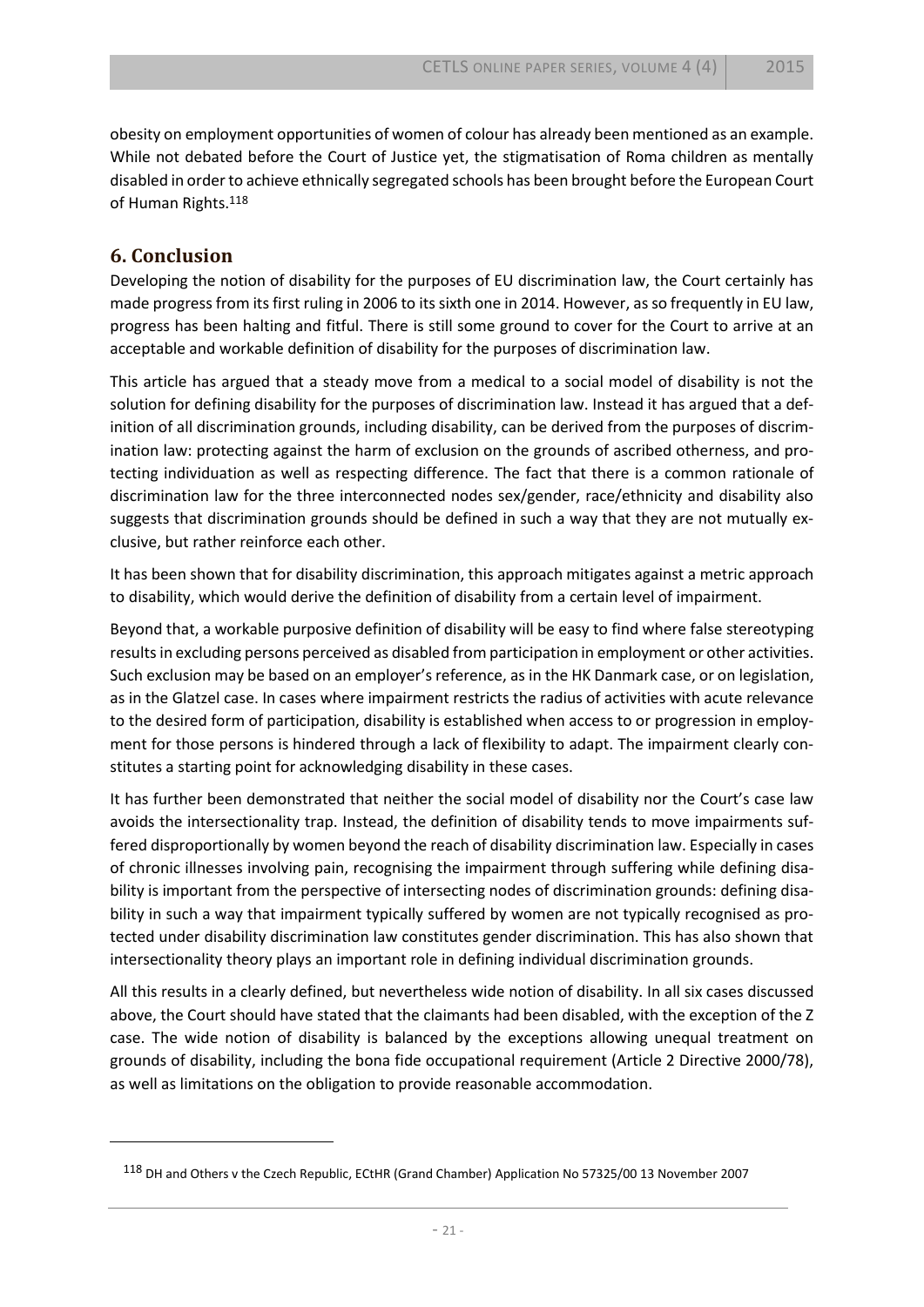obesity on employment opportunities of women of colour has already been mentioned as an example. While not debated before the Court of Justice yet, the stigmatisation of Roma children as mentally disabled in order to achieve ethnically segregated schools has been brought before the European Court of Human Rights.[118]

## 6. Conclusion

Developing the notion of disability for the purposes of EU discrimination law, the Court certainly has made progress from its first ruling in 2006 to its sixth one in 2014. However, as so frequently in EU law, progress has been halting and fitful. There is still some ground to cover for the Court to arrive at an acceptable and workable definition of disability for the purposes of discrimination law.

This article has argued that a steady move from a medical to a social model of disability is not the solution for defining disability for the purposes of discrimination law. Instead it has argued that a definition of all discrimination grounds, including disability, can be derived from the purposes of discrimination law: protecting against the harm of exclusion on the grounds of ascribed otherness, and protecting individuation as well as respecting difference. The fact that there is a common rationale of discrimination law for the three interconnected nodes sex/gender, race/ethnicity and disability also suggests that discrimination grounds should be defined in such a way that they are not mutually exclusive, but rather reinforce each other.

It has been shown that for disability discrimination, this approach mitigates against a metric approach to disability, which would derive the definition of disability from a certain level of impairment.

Beyond that, a workable purposive definition of disability will be easy to find where false stereotyping results in excluding persons perceived as disabled from participation in employment or other activities. Such exclusion may be based on an employer's reference, as in the HK Danmark case, or on legislation, as in the Glatzel case. In cases where impairment restricts the radius of activities with acute relevance to the desired form of participation, disability is established when access to or progression in employment for those persons is hindered through a lack of flexibility to adapt. The impairment clearly constitutes a starting point for acknowledging disability in these cases.

It has further been demonstrated that neither the social model of disability nor the Court's case law avoids the intersectionality trap. Instead, the definition of disability tends to move impairments suffered disproportionally by women beyond the reach of disability discrimination law. Especially in cases of chronic illnesses involving pain, recognising the impairment through suffering while defining disability is important from the perspective of intersecting nodes of discrimination grounds: defining disability in such a way that impairment typically suffered by women are not typically recognised as protected under disability discrimination law constitutes gender discrimination. This has also shown that intersectionality theory plays an important role in defining individual discrimination grounds.

All this results in a clearly defined, but nevertheless wide notion of disability. In all six cases discussed above, the Court should have stated that the claimants had been disabled, with the exception of the Z case. The wide notion of disability is balanced by the exceptions allowing unequal treatment on grounds of disability, including the bona fide occupational requirement (Article 2 Directive 2000/78), as well as limitations on the obligation to provide reasonable accommodation.

[118] DH and Others v the Czech Republic, ECtHR (Grand Chamber) Application No 57325/00 13 November 2007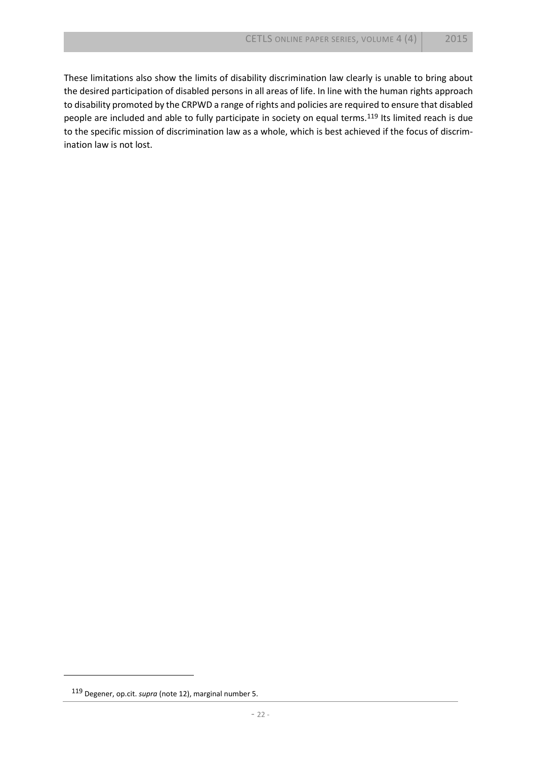These limitations also show the limits of disability discrimination law clearly is unable to bring about the desired participation of disabled persons in all areas of life. In line with the human rights approach to disability promoted by the CRPWD a range of rights and policies are required to ensure that disabled people are included and able to fully participate in society on equal terms.[119] Its limited reach is due to the specific mission of discrimination law as a whole, which is best achieved if the focus of discrimination law is not lost.

---

[119] Degener, op.cit. *supra* (note 12), marginal number 5.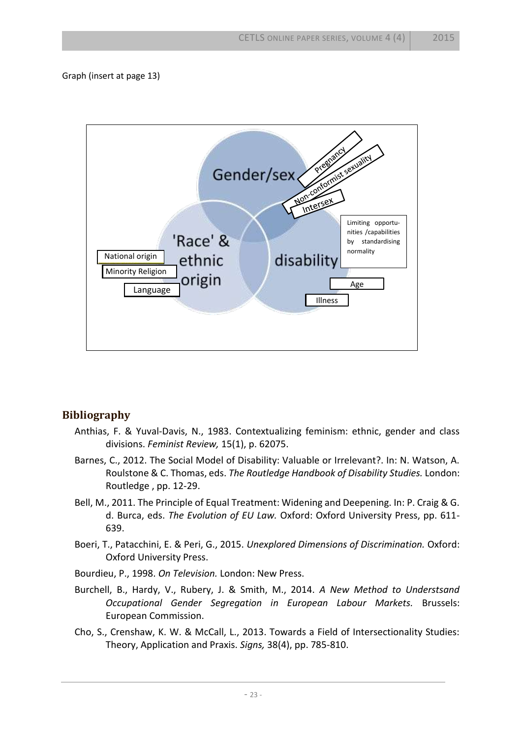Graph (insert at page 13)

Gender/sex

'Race' & ethnic origin

disability

Pregnancy

Non-conformist sexuality

Intersex

Limiting opportunities /capabilities by standardising normality

National origin

Minority Religion

Language

Age

Illness

## Bibliography

Anthias, F. & Yuval-Davis, N., 1983. Contextualizing feminism: ethnic, gender and class divisions. *Feminist Review,* 15(1), p. 62075.

Barnes, C., 2012. The Social Model of Disability: Valuable or Irrelevant?. In: N. Watson, A. Roulstone & C. Thomas, eds. *The Routledge Handbook of Disability Studies.* London: Routledge , pp. 12-29.

Bell, M., 2011. The Principle of Equal Treatment: Widening and Deepening. In: P. Craig & G. d. Burca, eds. *The Evolution of EU Law.* Oxford: Oxford University Press, pp. 611-639.

Boeri, T., Patacchini, E. & Peri, G., 2015. *Unexplored Dimensions of Discrimination.* Oxford: Oxford University Press.

Bourdieu, P., 1998. *On Television.* London: New Press.

Burchell, B., Hardy, V., Rubery, J. & Smith, M., 2014. *A New Method to Understsand Occupational Gender Segregation in European Labour Markets.* Brussels: European Commission.

Cho, S., Crenshaw, K. W. & McCall, L., 2013. Towards a Field of Intersectionality Studies: Theory, Application and Praxis. *Signs,* 38(4), pp. 785-810.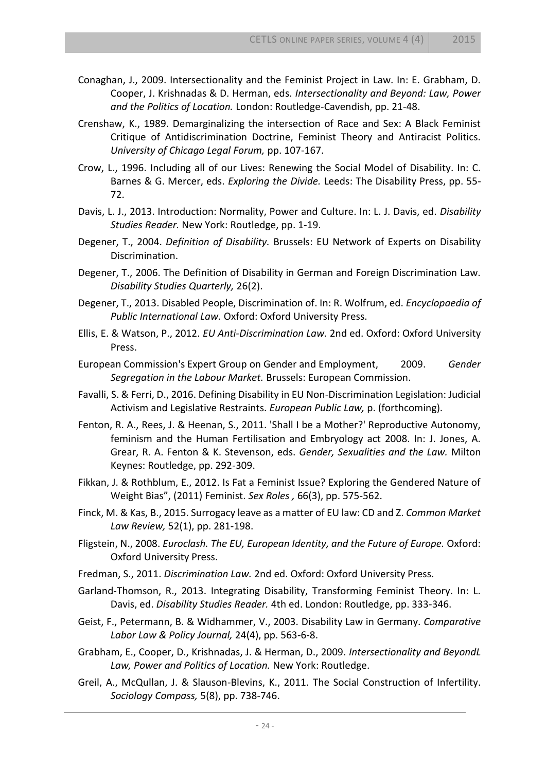Conaghan, J., 2009. Intersectionality and the Feminist Project in Law. In: E. Grabham, D. Cooper, J. Krishnadas & D. Herman, eds. *Intersectionality and Beyond: Law, Power and the Politics of Location.* London: Routledge-Cavendish, pp. 21-48.

Crenshaw, K., 1989. Demarginalizing the intersection of Race and Sex: A Black Feminist Critique of Antidiscrimination Doctrine, Feminist Theory and Antiracist Politics. *University of Chicago Legal Forum,* pp. 107-167.

Crow, L., 1996. Including all of our Lives: Renewing the Social Model of Disability. In: C. Barnes & G. Mercer, eds. *Exploring the Divide.* Leeds: The Disability Press, pp. 55-72.

Davis, L. J., 2013. Introduction: Normality, Power and Culture. In: L. J. Davis, ed. *Disability Studies Reader.* New York: Routledge, pp. 1-19.

Degener, T., 2004. *Definition of Disability.* Brussels: EU Network of Experts on Disability Discrimination.

Degener, T., 2006. The Definition of Disability in German and Foreign Discrimination Law. *Disability Studies Quarterly,* 26(2).

Degener, T., 2013. Disabled People, Discrimination of. In: R. Wolfrum, ed. *Encyclopaedia of Public International Law.* Oxford: Oxford University Press.

Ellis, E. & Watson, P., 2012. *EU Anti-Discrimination Law.* 2nd ed. Oxford: Oxford University Press.

European Commission's Expert Group on Gender and Employment, 2009. *Gender Segregation in the Labour Market.* Brussels: European Commission.

Favalli, S. & Ferri, D., 2016. Defining Disability in EU Non-Discrimination Legislation: Judicial Activism and Legislative Restraints. *European Public Law,* p. (forthcoming).

Fenton, R. A., Rees, J. & Heenan, S., 2011. 'Shall I be a Mother?' Reproductive Autonomy, feminism and the Human Fertilisation and Embryology act 2008. In: J. Jones, A. Grear, R. A. Fenton & K. Stevenson, eds. *Gender, Sexualities and the Law.* Milton Keynes: Routledge, pp. 292-309.

Fikkan, J. & Rothblum, E., 2012. Is Fat a Feminist Issue? Exploring the Gendered Nature of Weight Bias", (2011) Feminist. *Sex Roles ,* 66(3), pp. 575-562.

Finck, M. & Kas, B., 2015. Surrogacy leave as a matter of EU law: CD and Z. *Common Market Law Review,* 52(1), pp. 281-198.

Fligstein, N., 2008. *Euroclash. The EU, European Identity, and the Future of Europe.* Oxford: Oxford University Press.

Fredman, S., 2011. *Discrimination Law.* 2nd ed. Oxford: Oxford University Press.

Garland-Thomson, R., 2013. Integrating Disability, Transforming Feminist Theory. In: L. Davis, ed. *Disability Studies Reader.* 4th ed. London: Routledge, pp. 333-346.

Geist, F., Petermann, B. & Widhammer, V., 2003. Disability Law in Germany. *Comparative Labor Law & Policy Journal,* 24(4), pp. 563-6-8.

Grabham, E., Cooper, D., Krishnadas, J. & Herman, D., 2009. *Intersectionality and BeyondL Law, Power and Politics of Location.* New York: Routledge.

Greil, A., McQullan, J. & Slauson-Blevins, K., 2011. The Social Construction of Infertility. *Sociology Compass,* 5(8), pp. 738-746.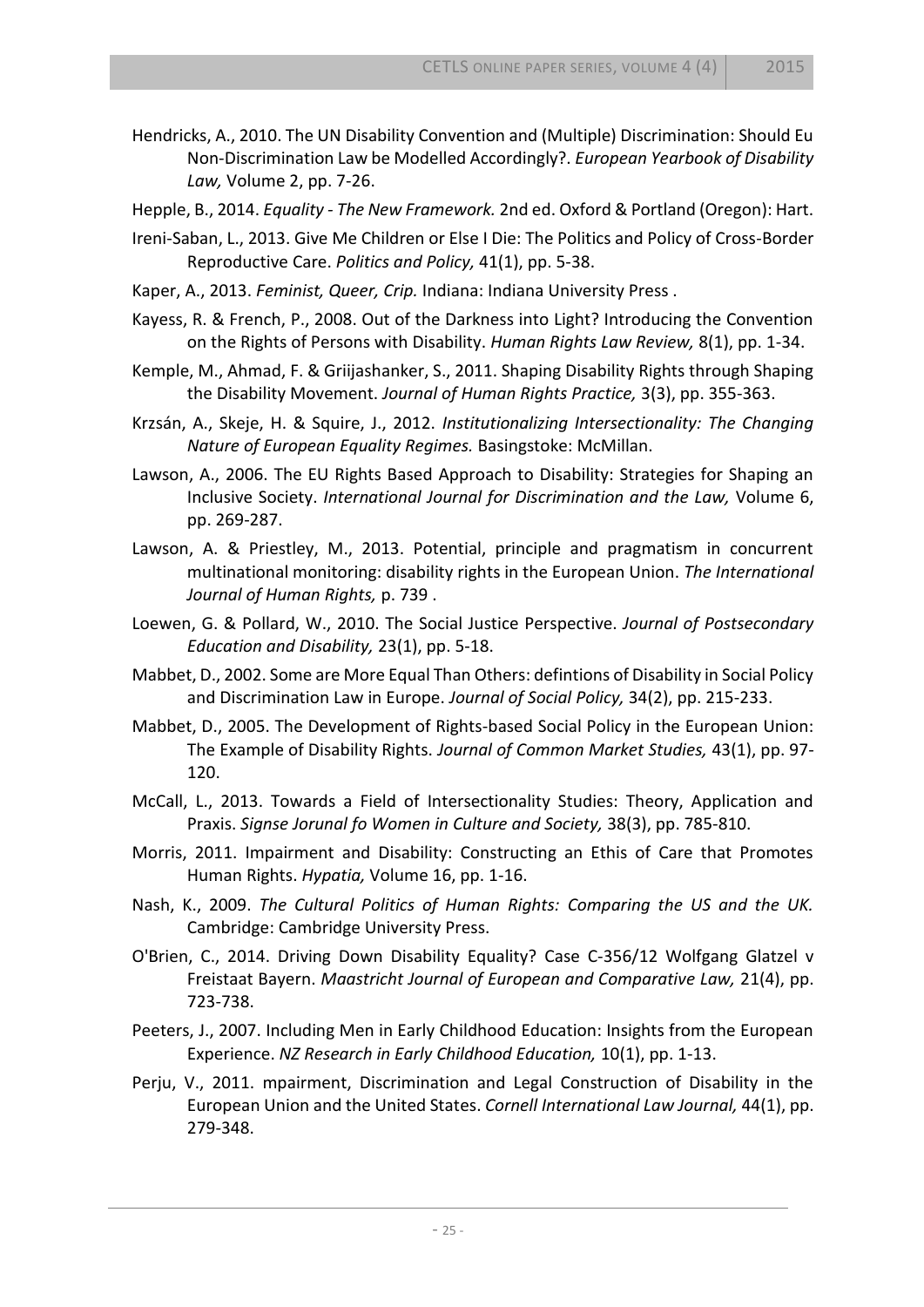Hendricks, A., 2010. The UN Disability Convention and (Multiple) Discrimination: Should Eu Non-Discrimination Law be Modelled Accordingly?. *European Yearbook of Disability Law,* Volume 2, pp. 7-26.

Hepple, B., 2014. *Equality - The New Framework.* 2nd ed. Oxford & Portland (Oregon): Hart.

Ireni-Saban, L., 2013. Give Me Children or Else I Die: The Politics and Policy of Cross-Border Reproductive Care. *Politics and Policy,* 41(1), pp. 5-38.

Kaper, A., 2013. *Feminist, Queer, Crip.* Indiana: Indiana University Press .

Kayess, R. & French, P., 2008. Out of the Darkness into Light? Introducing the Convention on the Rights of Persons with Disability. *Human Rights Law Review,* 8(1), pp. 1-34.

Kemple, M., Ahmad, F. & Griijashanker, S., 2011. Shaping Disability Rights through Shaping the Disability Movement. *Journal of Human Rights Practice,* 3(3), pp. 355-363.

Krzsán, A., Skeje, H. & Squire, J., 2012. *Institutionalizing Intersectionality: The Changing Nature of European Equality Regimes.* Basingstoke: McMillan.

Lawson, A., 2006. The EU Rights Based Approach to Disability: Strategies for Shaping an Inclusive Society. *International Journal for Discrimination and the Law,* Volume 6, pp. 269-287.

Lawson, A. & Priestley, M., 2013. Potential, principle and pragmatism in concurrent multinational monitoring: disability rights in the European Union. *The International Journal of Human Rights,* p. 739 .

Loewen, G. & Pollard, W., 2010. The Social Justice Perspective. *Journal of Postsecondary Education and Disability,* 23(1), pp. 5-18.

Mabbet, D., 2002. Some are More Equal Than Others: defintions of Disability in Social Policy and Discrimination Law in Europe. *Journal of Social Policy,* 34(2), pp. 215-233.

Mabbet, D., 2005. The Development of Rights-based Social Policy in the European Union: The Example of Disability Rights. *Journal of Common Market Studies,* 43(1), pp. 97-120.

McCall, L., 2013. Towards a Field of Intersectionality Studies: Theory, Application and Praxis. *Signse Jorunal fo Women in Culture and Society,* 38(3), pp. 785-810.

Morris, 2011. Impairment and Disability: Constructing an Ethis of Care that Promotes Human Rights. *Hypatia,* Volume 16, pp. 1-16.

Nash, K., 2009. *The Cultural Politics of Human Rights: Comparing the US and the UK.* Cambridge: Cambridge University Press.

O'Brien, C., 2014. Driving Down Disability Equality? Case C-356/12 Wolfgang Glatzel v Freistaat Bayern. *Maastricht Journal of European and Comparative Law,* 21(4), pp. 723-738.

Peeters, J., 2007. Including Men in Early Childhood Education: Insights from the European Experience. *NZ Research in Early Childhood Education,* 10(1), pp. 1-13.

Perju, V., 2011. mpairment, Discrimination and Legal Construction of Disability in the European Union and the United States. *Cornell International Law Journal,* 44(1), pp. 279-348.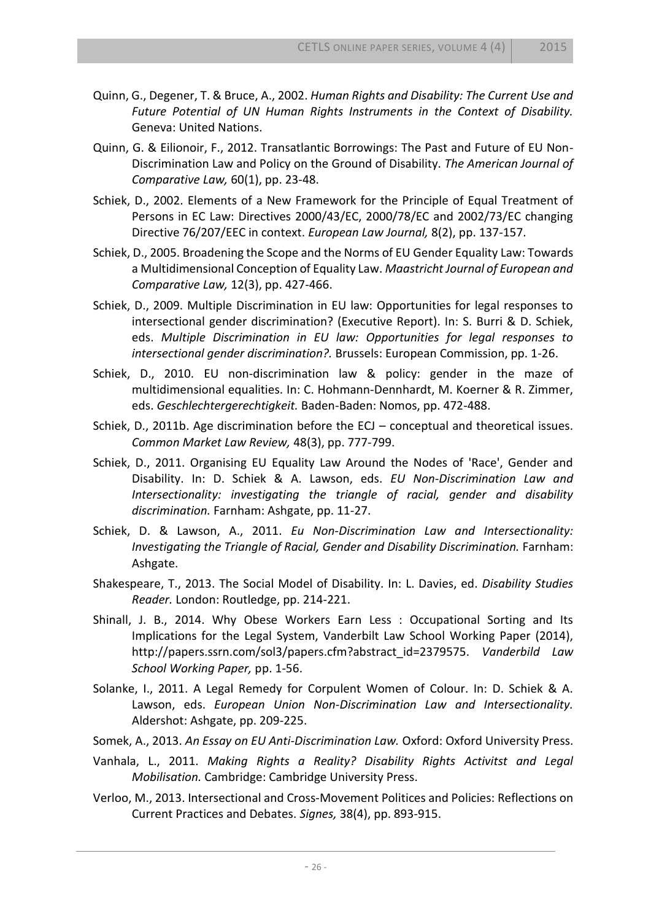Quinn, G., Degener, T. & Bruce, A., 2002. *Human Rights and Disability: The Current Use and Future Potential of UN Human Rights Instruments in the Context of Disability.* Geneva: United Nations.

Quinn, G. & Eilionoir, F., 2012. Transatlantic Borrowings: The Past and Future of EU Non-Discrimination Law and Policy on the Ground of Disability. *The American Journal of Comparative Law,* 60(1), pp. 23-48.

Schiek, D., 2002. Elements of a New Framework for the Principle of Equal Treatment of Persons in EC Law: Directives 2000/43/EC, 2000/78/EC and 2002/73/EC changing Directive 76/207/EEC in context. *European Law Journal,* 8(2), pp. 137-157.

Schiek, D., 2005. Broadening the Scope and the Norms of EU Gender Equality Law: Towards a Multidimensional Conception of Equality Law. *Maastricht Journal of European and Comparative Law,* 12(3), pp. 427-466.

Schiek, D., 2009. Multiple Discrimination in EU law: Opportunities for legal responses to intersectional gender discrimination? (Executive Report). In: S. Burri & D. Schiek, eds. *Multiple Discrimination in EU law: Opportunities for legal responses to intersectional gender discrimination?.* Brussels: European Commission, pp. 1-26.

Schiek, D., 2010. EU non-discrimination law & policy: gender in the maze of multidimensional equalities. In: C. Hohmann-Dennhardt, M. Koerner & R. Zimmer, eds. *Geschlechtergerechtigkeit.* Baden-Baden: Nomos, pp. 472-488.

Schiek, D., 2011b. Age discrimination before the ECJ – conceptual and theoretical issues. *Common Market Law Review,* 48(3), pp. 777-799.

Schiek, D., 2011. Organising EU Equality Law Around the Nodes of 'Race', Gender and Disability. In: D. Schiek & A. Lawson, eds. *EU Non-Discrimination Law and Intersectionality: investigating the triangle of racial, gender and disability discrimination.* Farnham: Ashgate, pp. 11-27.

Schiek, D. & Lawson, A., 2011. *Eu Non-Discrimination Law and Intersectionality: Investigating the Triangle of Racial, Gender and Disability Discrimination.* Farnham: Ashgate.

Shakespeare, T., 2013. The Social Model of Disability. In: L. Davies, ed. *Disability Studies Reader.* London: Routledge, pp. 214-221.

Shinall, J. B., 2014. Why Obese Workers Earn Less : Occupational Sorting and Its Implications for the Legal System, Vanderbilt Law School Working Paper (2014), http://papers.ssrn.com/sol3/papers.cfm?abstract_id=2379575. *Vanderbild Law School Working Paper,* pp. 1-56.

Solanke, I., 2011. A Legal Remedy for Corpulent Women of Colour. In: D. Schiek & A. Lawson, eds. *European Union Non-Discrimination Law and Intersectionality.* Aldershot: Ashgate, pp. 209-225.

Somek, A., 2013. *An Essay on EU Anti-Discrimination Law.* Oxford: Oxford University Press.

Vanhala, L., 2011. *Making Rights a Reality? Disability Rights Activitst and Legal Mobilisation.* Cambridge: Cambridge University Press.

Verloo, M., 2013. Intersectional and Cross-Movement Politices and Policies: Reflections on Current Practices and Debates. *Signes,* 38(4), pp. 893-915.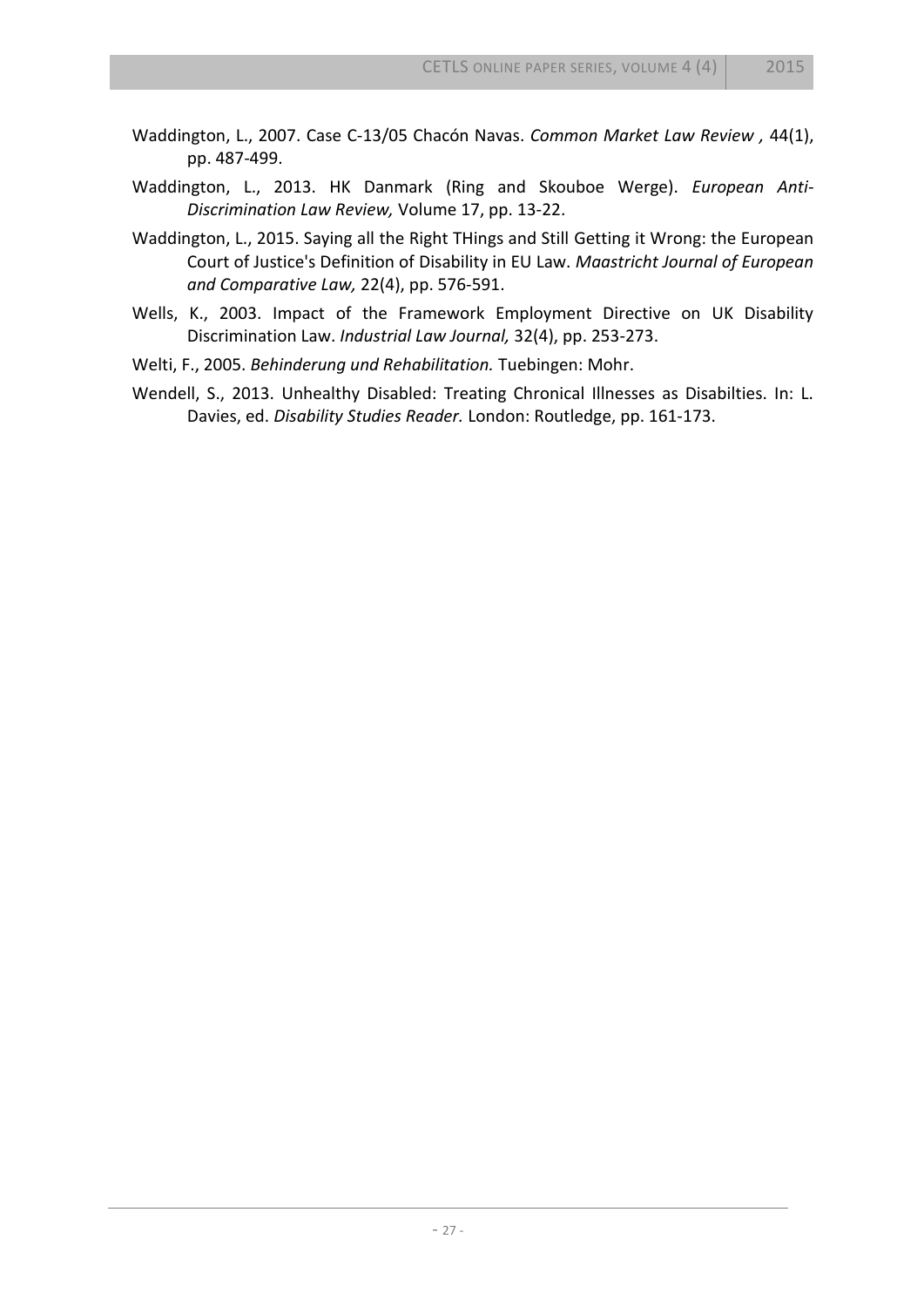Waddington, L., 2007. Case C-13/05 Chacón Navas. *Common Market Law Review ,* 44(1), pp. 487-499.

Waddington, L., 2013. HK Danmark (Ring and Skouboe Werge). *European Anti-Discrimination Law Review,* Volume 17, pp. 13-22.

Waddington, L., 2015. Saying all the Right THings and Still Getting it Wrong: the European Court of Justice's Definition of Disability in EU Law. *Maastricht Journal of European and Comparative Law,* 22(4), pp. 576-591.

Wells, K., 2003. Impact of the Framework Employment Directive on UK Disability Discrimination Law. *Industrial Law Journal,* 32(4), pp. 253-273.

Welti, F., 2005. *Behinderung und Rehabilitation.* Tuebingen: Mohr.

Wendell, S., 2013. Unhealthy Disabled: Treating Chronical Illnesses as Disabilties. In: L. Davies, ed. *Disability Studies Reader.* London: Routledge, pp. 161-173.